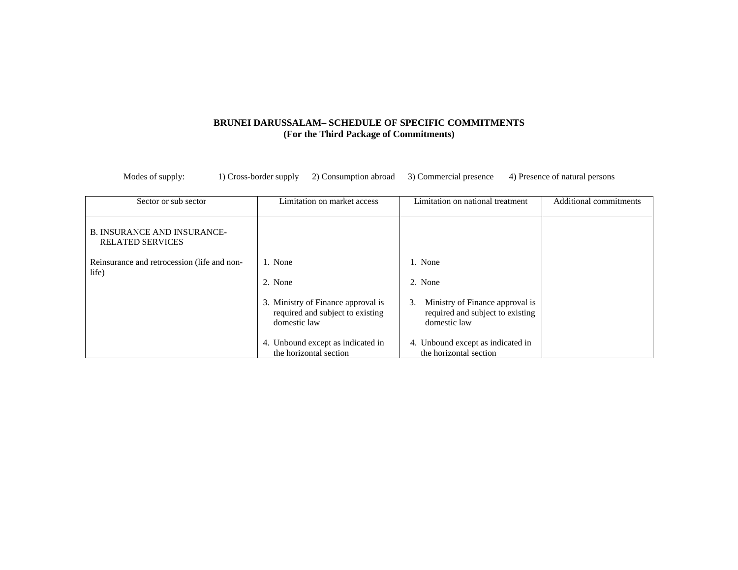**BRUNEI DARUSSALAM– SCHEDULE OF SPECIFIC COMMITMENTS**
**(For the Third Package of Commitments)**

Modes of supply: 1) Cross-border supply 2) Consumption abroad 3) Commercial presence 4) Presence of natural persons

| Sector or sub sector | Limitation on market access | Limitation on national treatment | Additional commitments |
|---|---|---|---|
| B. INSURANCE AND INSURANCE-RELATED SERVICES | | | |
| Reinsurance and retrocession (life and non-life) | 1. None<br><br>2. None<br><br>3. Ministry of Finance approval is required and subject to existing domestic law<br><br>4. Unbound except as indicated in the horizontal section | 1. None<br><br>2. None<br><br>3. Ministry of Finance approval is required and subject to existing domestic law<br><br>4. Unbound except as indicated in the horizontal section | |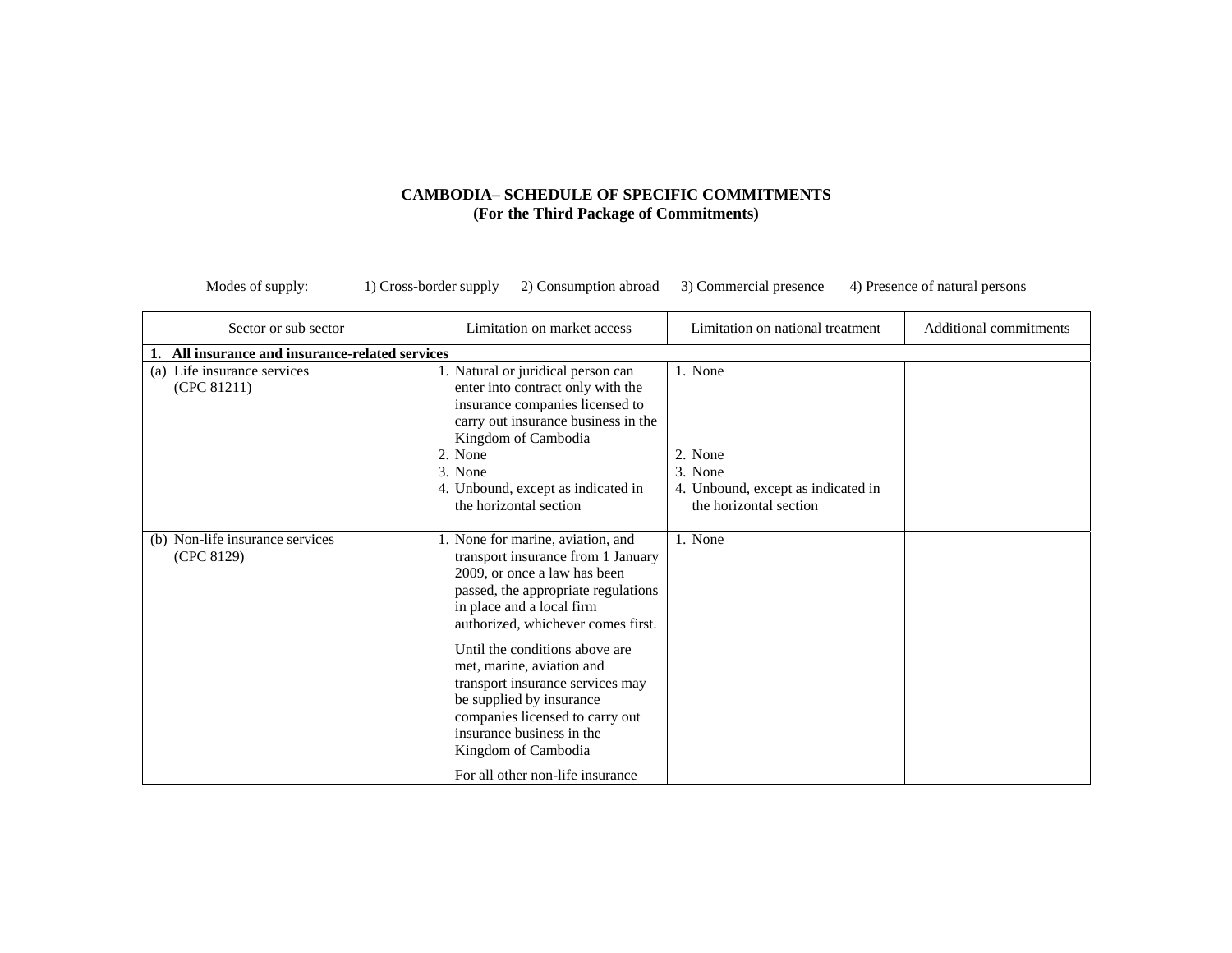**CAMBODIA– SCHEDULE OF SPECIFIC COMMITMENTS**
**(For the Third Package of Commitments)**

Modes of supply: 1) Cross-border supply 2) Consumption abroad 3) Commercial presence 4) Presence of natural persons

| Sector or sub sector | Limitation on market access | Limitation on national treatment | Additional commitments |
|---|---|---|---|
| **1. All insurance and insurance-related services** | | | |
| (a) Life insurance services (CPC 81211) | 1. Natural or juridical person can enter into contract only with the insurance companies licensed to carry out insurance business in the Kingdom of Cambodia<br>2. None<br>3. None<br>4. Unbound, except as indicated in the horizontal section | 1. None<br>2. None<br>3. None<br>4. Unbound, except as indicated in the horizontal section | |
| (b) Non-life insurance services (CPC 8129) | 1. None for marine, aviation, and transport insurance from 1 January 2009, or once a law has been passed, the appropriate regulations in place and a local firm authorized, whichever comes first.<br><br>Until the conditions above are met, marine, aviation and transport insurance services may be supplied by insurance companies licensed to carry out insurance business in the Kingdom of Cambodia<br><br>For all other non-life insurance | 1. None | |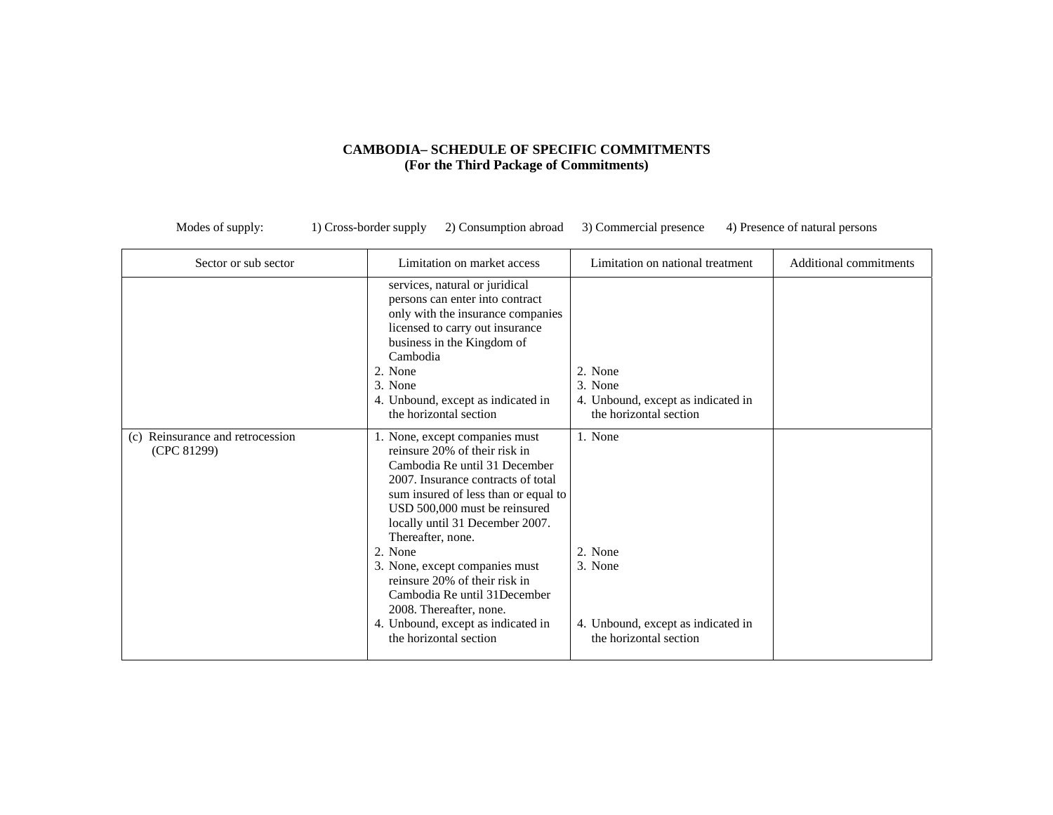**CAMBODIA– SCHEDULE OF SPECIFIC COMMITMENTS**
**(For the Third Package of Commitments)**

Modes of supply: 1) Cross-border supply 2) Consumption abroad 3) Commercial presence 4) Presence of natural persons

| Sector or sub sector | Limitation on market access | Limitation on national treatment | Additional commitments |
|---|---|---|---|
| | services, natural or juridical persons can enter into contract only with the insurance companies licensed to carry out insurance business in the Kingdom of Cambodia<br>2. None<br>3. None<br>4. Unbound, except as indicated in the horizontal section | 2. None<br>3. None<br>4. Unbound, except as indicated in the horizontal section | |
| (c) Reinsurance and retrocession (CPC 81299) | 1. None, except companies must reinsure 20% of their risk in Cambodia Re until 31 December 2007. Insurance contracts of total sum insured of less than or equal to USD 500,000 must be reinsured locally until 31 December 2007. Thereafter, none.<br>2. None<br>3. None, except companies must reinsure 20% of their risk in Cambodia Re until 31December 2008. Thereafter, none.<br>4. Unbound, except as indicated in the horizontal section | 1. None<br>2. None<br>3. None<br>4. Unbound, except as indicated in the horizontal section | |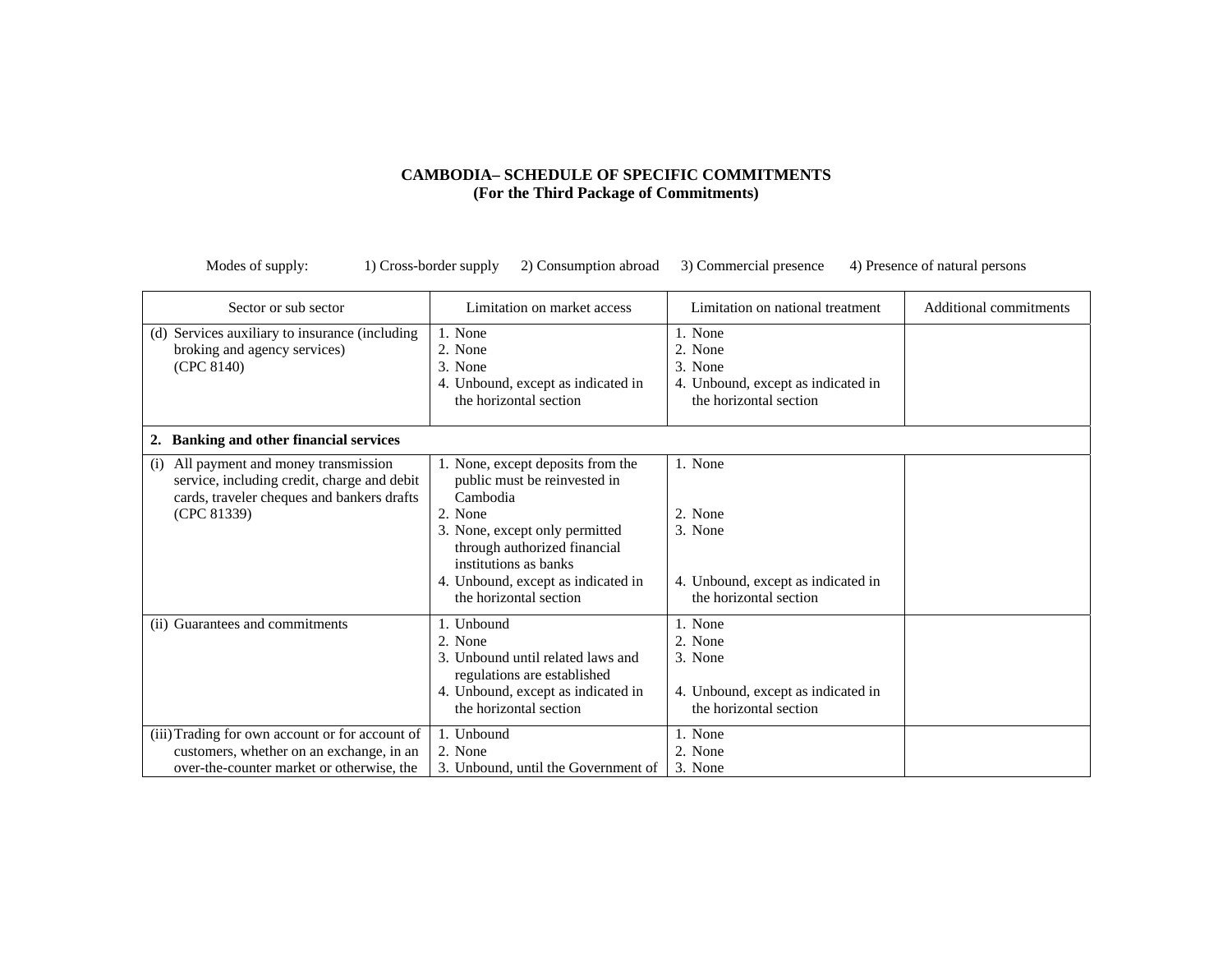**CAMBODIA– SCHEDULE OF SPECIFIC COMMITMENTS**
**(For the Third Package of Commitments)**

Modes of supply: 1) Cross-border supply 2) Consumption abroad 3) Commercial presence 4) Presence of natural persons

| Sector or sub sector | Limitation on market access | Limitation on national treatment | Additional commitments |
|---|---|---|---|
| (d) Services auxiliary to insurance (including broking and agency services) (CPC 8140) | 1. None<br>2. None<br>3. None<br>4. Unbound, except as indicated in the horizontal section | 1. None<br>2. None<br>3. None<br>4. Unbound, except as indicated in the horizontal section | |
| **2. Banking and other financial services** | | | |
| (i) All payment and money transmission service, including credit, charge and debit cards, traveler cheques and bankers drafts (CPC 81339) | 1. None, except deposits from the public must be reinvested in Cambodia<br>2. None<br>3. None, except only permitted through authorized financial institutions as banks<br>4. Unbound, except as indicated in the horizontal section | 1. None<br>2. None<br>3. None<br>4. Unbound, except as indicated in the horizontal section | |
| (ii) Guarantees and commitments | 1. Unbound<br>2. None<br>3. Unbound until related laws and regulations are established<br>4. Unbound, except as indicated in the horizontal section | 1. None<br>2. None<br>3. None<br>4. Unbound, except as indicated in the horizontal section | |
| (iii) Trading for own account or for account of customers, whether on an exchange, in an over-the-counter market or otherwise, the | 1. Unbound<br>2. None<br>3. Unbound, until the Government of | 1. None<br>2. None<br>3. None | |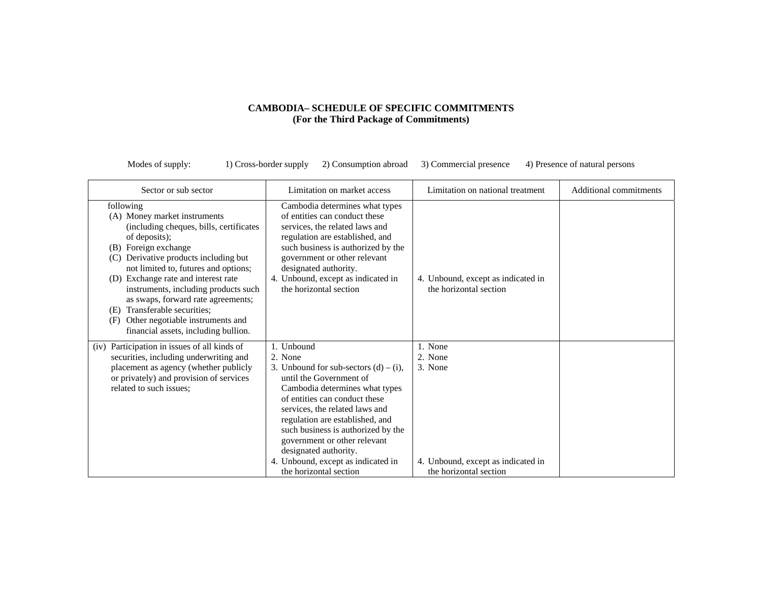**CAMBODIA– SCHEDULE OF SPECIFIC COMMITMENTS**
**(For the Third Package of Commitments)**

Modes of supply: 1) Cross-border supply 2) Consumption abroad 3) Commercial presence 4) Presence of natural persons

| Sector or sub sector | Limitation on market access | Limitation on national treatment | Additional commitments |
|---|---|---|---|
| following<br>(A) Money market instruments (including cheques, bills, certificates of deposits);<br>(B) Foreign exchange<br>(C) Derivative products including but not limited to, futures and options;<br>(D) Exchange rate and interest rate instruments, including products such as swaps, forward rate agreements;<br>(E) Transferable securities;<br>(F) Other negotiable instruments and financial assets, including bullion. | Cambodia determines what types of entities can conduct these services, the related laws and regulation are established, and such business is authorized by the government or other relevant designated authority.<br>4. Unbound, except as indicated in the horizontal section | 4. Unbound, except as indicated in the horizontal section | |
| (iv) Participation in issues of all kinds of securities, including underwriting and placement as agency (whether publicly or privately) and provision of services related to such issues; | 1. Unbound<br>2. None<br>3. Unbound for sub-sectors (d) – (i), until the Government of Cambodia determines what types of entities can conduct these services, the related laws and regulation are established, and such business is authorized by the government or other relevant designated authority.<br>4. Unbound, except as indicated in the horizontal section | 1. None<br>2. None<br>3. None<br>4. Unbound, except as indicated in the horizontal section | |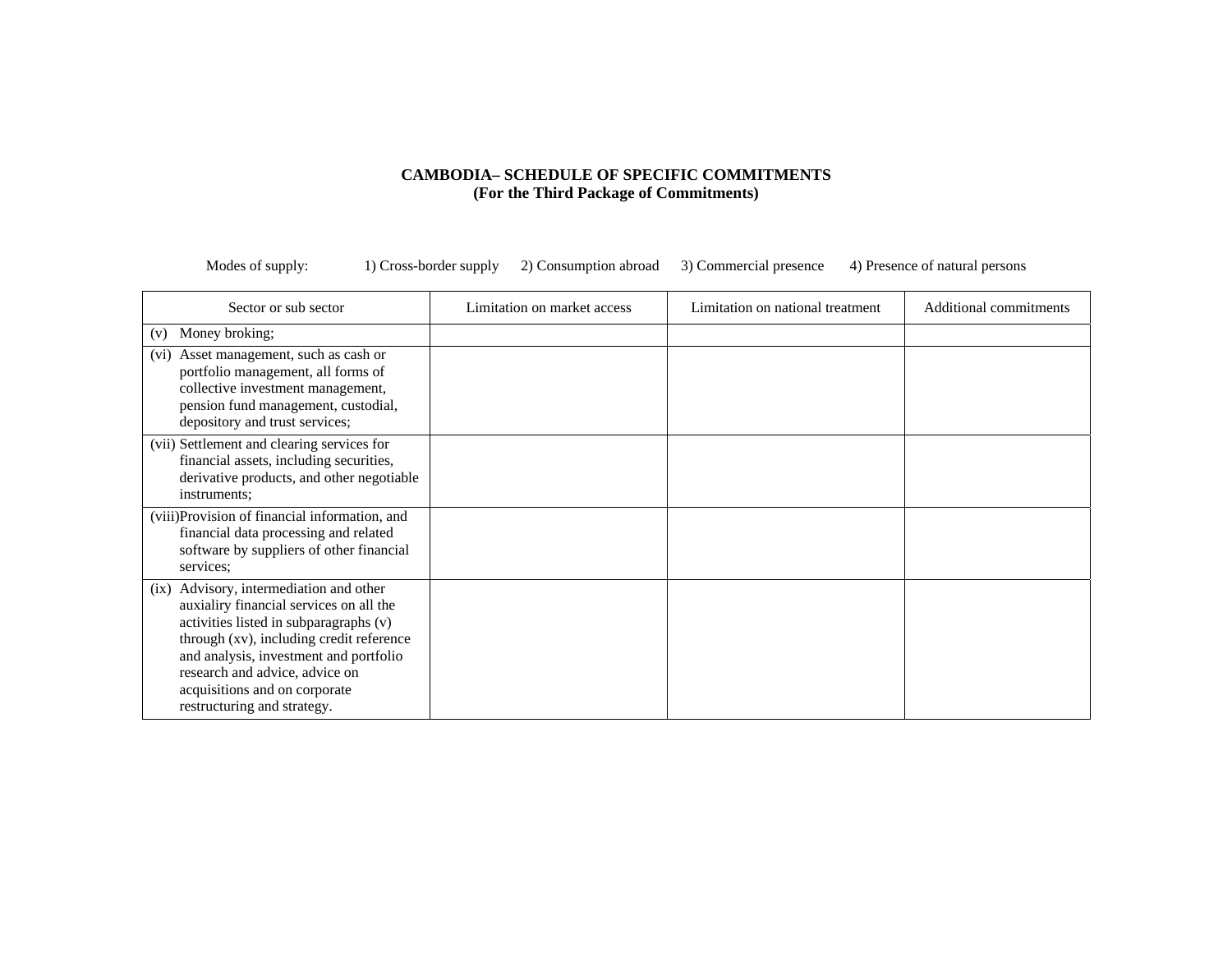**CAMBODIA– SCHEDULE OF SPECIFIC COMMITMENTS**
**(For the Third Package of Commitments)**

Modes of supply: 1) Cross-border supply 2) Consumption abroad 3) Commercial presence 4) Presence of natural persons

| Sector or sub sector | Limitation on market access | Limitation on national treatment | Additional commitments |
|---|---|---|---|
| (v) Money broking; | | | |
| (vi) Asset management, such as cash or portfolio management, all forms of collective investment management, pension fund management, custodial, depository and trust services; | | | |
| (vii) Settlement and clearing services for financial assets, including securities, derivative products, and other negotiable instruments; | | | |
| (viii)Provision of financial information, and financial data processing and related software by suppliers of other financial services; | | | |
| (ix) Advisory, intermediation and other auxialiry financial services on all the activities listed in subparagraphs (v) through (xv), including credit reference and analysis, investment and portfolio research and advice, advice on acquisitions and on corporate restructuring and strategy. | | | |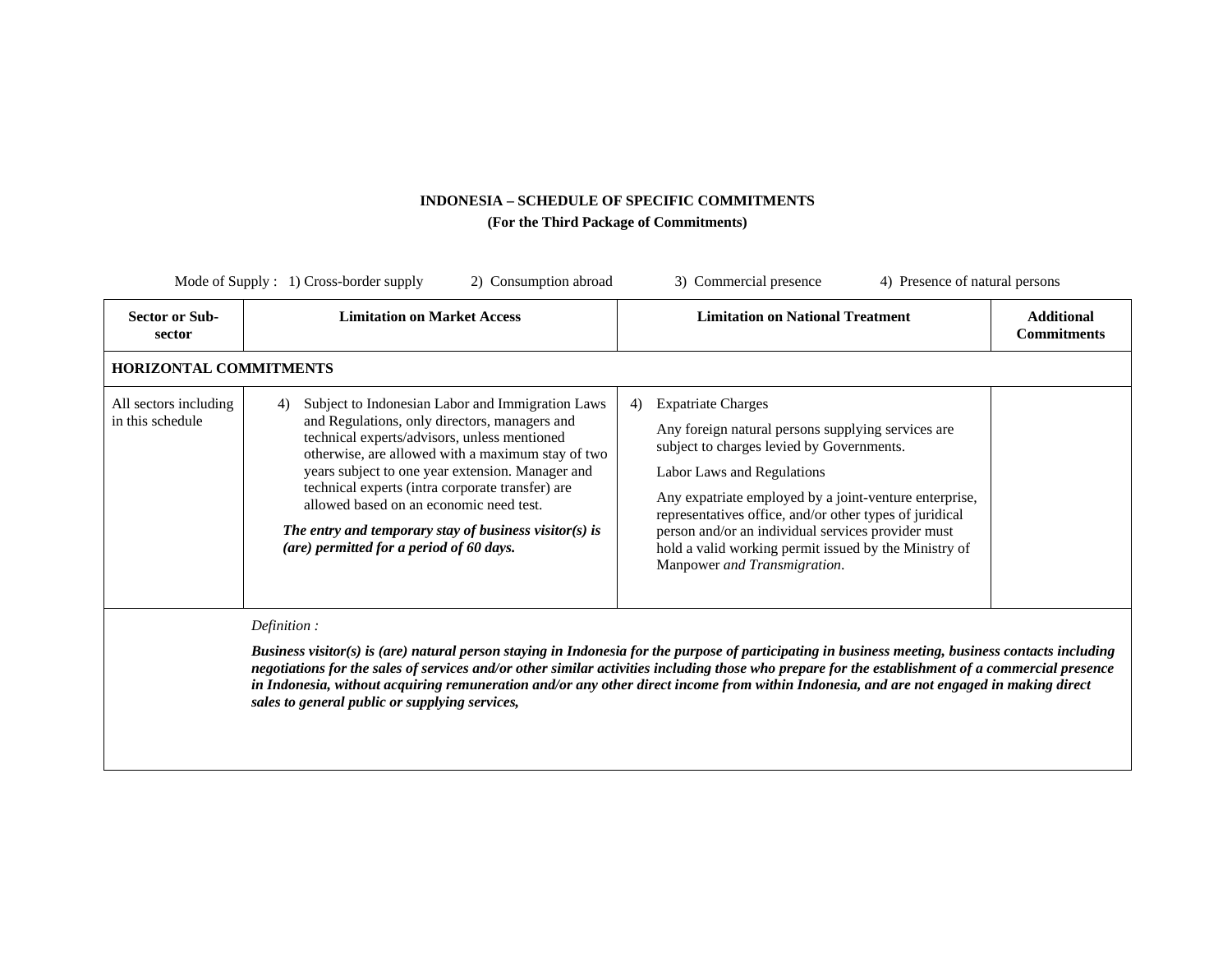**INDONESIA – SCHEDULE OF SPECIFIC COMMITMENTS**

**(For the Third Package of Commitments)**

Mode of Supply : 1) Cross-border supply 2) Consumption abroad 3) Commercial presence 4) Presence of natural persons

| **Sector or Sub-sector** | **Limitation on Market Access** | **Limitation on National Treatment** | **Additional Commitments** |
|---|---|---|---|
| **HORIZONTAL COMMITMENTS** | | | |
| All sectors including in this schedule | 4) Subject to Indonesian Labor and Immigration Laws and Regulations, only directors, managers and technical experts/advisors, unless mentioned otherwise, are allowed with a maximum stay of two years subject to one year extension. Manager and technical experts (intra corporate transfer) are allowed based on an economic need test. <br><br> ***The entry and temporary stay of business visitor(s) is (are) permitted for a period of 60 days.*** | 4) Expatriate Charges <br><br> Any foreign natural persons supplying services are subject to charges levied by Governments. <br><br> Labor Laws and Regulations <br><br> Any expatriate employed by a joint-venture enterprise, representatives office, and/or other types of juridical person and/or an individual services provider must hold a valid working permit issued by the Ministry of Manpower *and Transmigration*. | |
| | *Definition :* <br><br> ***Business visitor(s) is (are) natural person staying in Indonesia for the purpose of participating in business meeting, business contacts including negotiations for the sales of services and/or other similar activities including those who prepare for the establishment of a commercial presence in Indonesia, without acquiring remuneration and/or any other direct income from within Indonesia, and are not engaged in making direct sales to general public or supplying services,*** | | |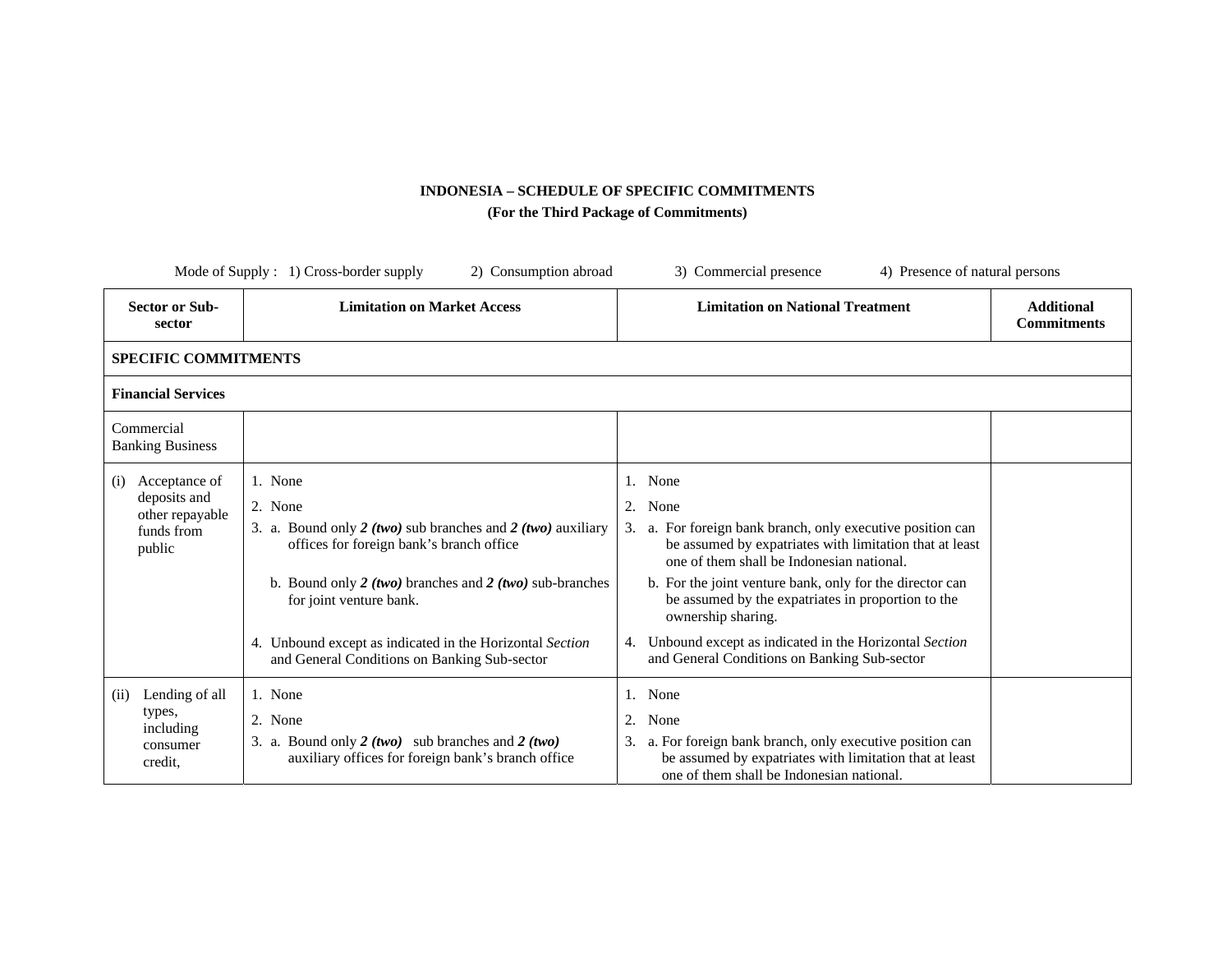**INDONESIA – SCHEDULE OF SPECIFIC COMMITMENTS**

**(For the Third Package of Commitments)**

Mode of Supply : 1) Cross-border supply 2) Consumption abroad 3) Commercial presence 4) Presence of natural persons

| Sector or Sub-sector | Limitation on Market Access | Limitation on National Treatment | Additional Commitments |
|---|---|---|---|
| **SPECIFIC COMMITMENTS** | | | |
| **Financial Services** | | | |
| Commercial Banking Business | | | |
| (i) Acceptance of deposits and other repayable funds from public | 1. None<br>2. None<br>3. a. Bound only ***2 (two)*** sub branches and ***2 (two)*** auxiliary offices for foreign bank's branch office<br>b. Bound only ***2 (two)*** branches and ***2 (two)*** sub-branches for joint venture bank.<br>4. Unbound except as indicated in the Horizontal *Section* and General Conditions on Banking Sub-sector | 1. None<br>2. None<br>3. a. For foreign bank branch, only executive position can be assumed by expatriates with limitation that at least one of them shall be Indonesian national.<br>b. For the joint venture bank, only for the director can be assumed by the expatriates in proportion to the ownership sharing.<br>4. Unbound except as indicated in the Horizontal *Section* and General Conditions on Banking Sub-sector | |
| (ii) Lending of all types, including consumer credit, | 1. None<br>2. None<br>3. a. Bound only ***2 (two)*** sub branches and ***2 (two)*** auxiliary offices for foreign bank's branch office | 1. None<br>2. None<br>3. a. For foreign bank branch, only executive position can be assumed by expatriates with limitation that at least one of them shall be Indonesian national. | |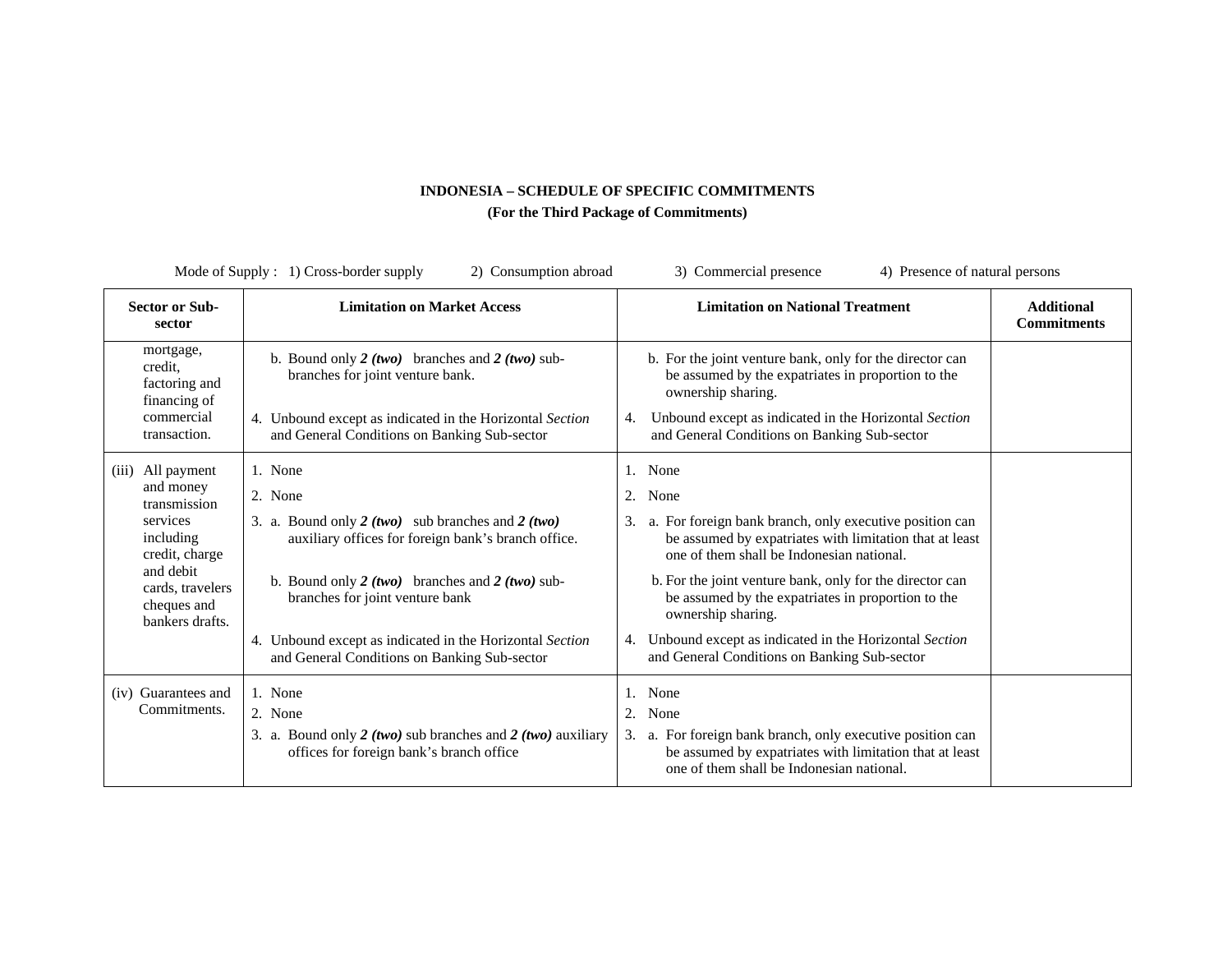**INDONESIA – SCHEDULE OF SPECIFIC COMMITMENTS**

**(For the Third Package of Commitments)**

Mode of Supply : 1) Cross-border supply 2) Consumption abroad 3) Commercial presence 4) Presence of natural persons

| Sector or Sub-sector | Limitation on Market Access | Limitation on National Treatment | Additional Commitments |
|---|---|---|---|
| mortgage, credit, factoring and financing of commercial transaction. | b. Bound only ***2 (two)*** branches and ***2 (two)*** sub-branches for joint venture bank.<br><br>4. Unbound except as indicated in the Horizontal *Section* and General Conditions on Banking Sub-sector | b. For the joint venture bank, only for the director can be assumed by the expatriates in proportion to the ownership sharing.<br><br>4. Unbound except as indicated in the Horizontal *Section* and General Conditions on Banking Sub-sector | |
| (iii) All payment and money transmission services including credit, charge and debit cards, travelers cheques and bankers drafts. | 1. None<br>2. None<br>3. a. Bound only ***2 (two)*** sub branches and ***2 (two)*** auxiliary offices for foreign bank's branch office.<br><br>b. Bound only ***2 (two)*** branches and ***2 (two)*** sub-branches for joint venture bank<br><br>4. Unbound except as indicated in the Horizontal *Section* and General Conditions on Banking Sub-sector | 1. None<br>2. None<br>3. a. For foreign bank branch, only executive position can be assumed by expatriates with limitation that at least one of them shall be Indonesian national.<br><br>b. For the joint venture bank, only for the director can be assumed by the expatriates in proportion to the ownership sharing.<br><br>4. Unbound except as indicated in the Horizontal *Section* and General Conditions on Banking Sub-sector | |
| (iv) Guarantees and Commitments. | 1. None<br>2. None<br>3. a. Bound only ***2 (two)*** sub branches and ***2 (two)*** auxiliary offices for foreign bank's branch office | 1. None<br>2. None<br>3. a. For foreign bank branch, only executive position can be assumed by expatriates with limitation that at least one of them shall be Indonesian national. | |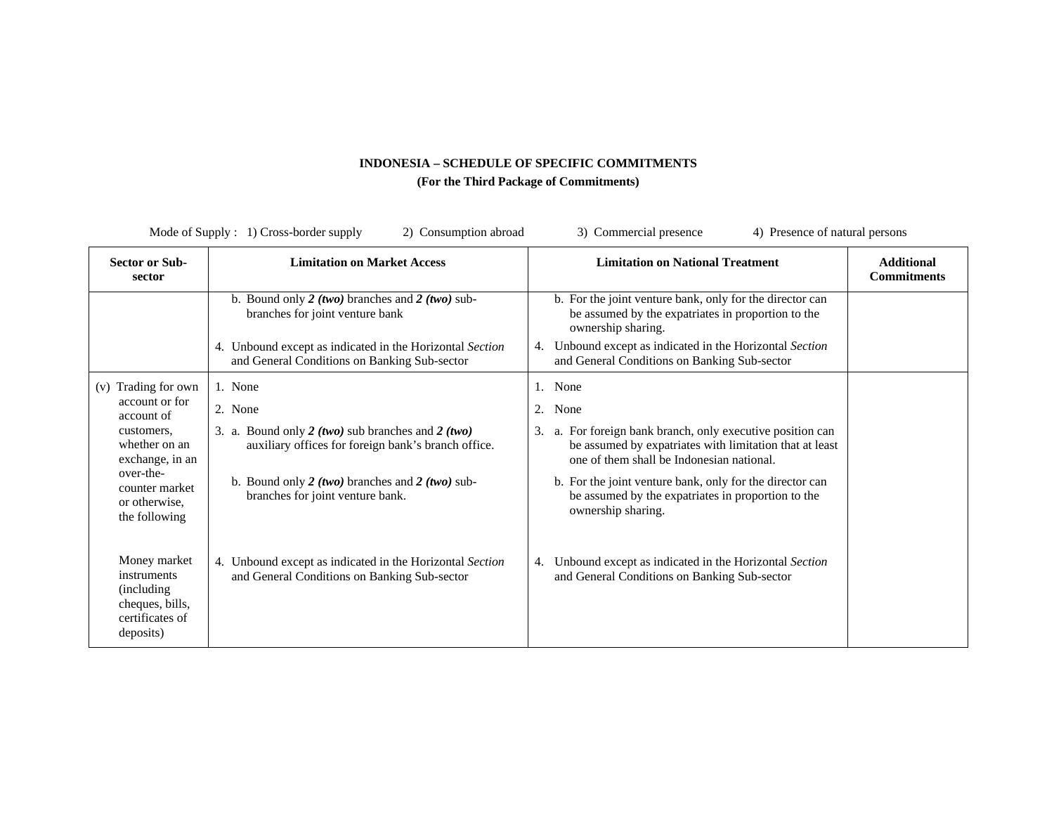**INDONESIA – SCHEDULE OF SPECIFIC COMMITMENTS**

**(For the Third Package of Commitments)**

Mode of Supply : 1) Cross-border supply 2) Consumption abroad 3) Commercial presence 4) Presence of natural persons

| Sector or Sub-sector | Limitation on Market Access | Limitation on National Treatment | Additional Commitments |
|---|---|---|---|
| | b. Bound only ***2 (two)*** branches and ***2 (two)*** sub-branches for joint venture bank<br><br>4. Unbound except as indicated in the Horizontal *Section* and General Conditions on Banking Sub-sector | b. For the joint venture bank, only for the director can be assumed by the expatriates in proportion to the ownership sharing.<br><br>4. Unbound except as indicated in the Horizontal *Section* and General Conditions on Banking Sub-sector | |
| (v) Trading for own account or for account of customers, whether on an exchange, in an over-the-counter market or otherwise, the following<br><br>Money market instruments (including cheques, bills, certificates of deposits) | 1. None<br><br>2. None<br><br>3. a. Bound only ***2 (two)*** sub branches and ***2 (two)*** auxiliary offices for foreign bank's branch office.<br><br>b. Bound only ***2 (two)*** branches and ***2 (two)*** sub-branches for joint venture bank.<br><br>4. Unbound except as indicated in the Horizontal *Section* and General Conditions on Banking Sub-sector | 1. None<br><br>2. None<br><br>3. a. For foreign bank branch, only executive position can be assumed by expatriates with limitation that at least one of them shall be Indonesian national.<br><br>b. For the joint venture bank, only for the director can be assumed by the expatriates in proportion to the ownership sharing.<br><br>4. Unbound except as indicated in the Horizontal *Section* and General Conditions on Banking Sub-sector | |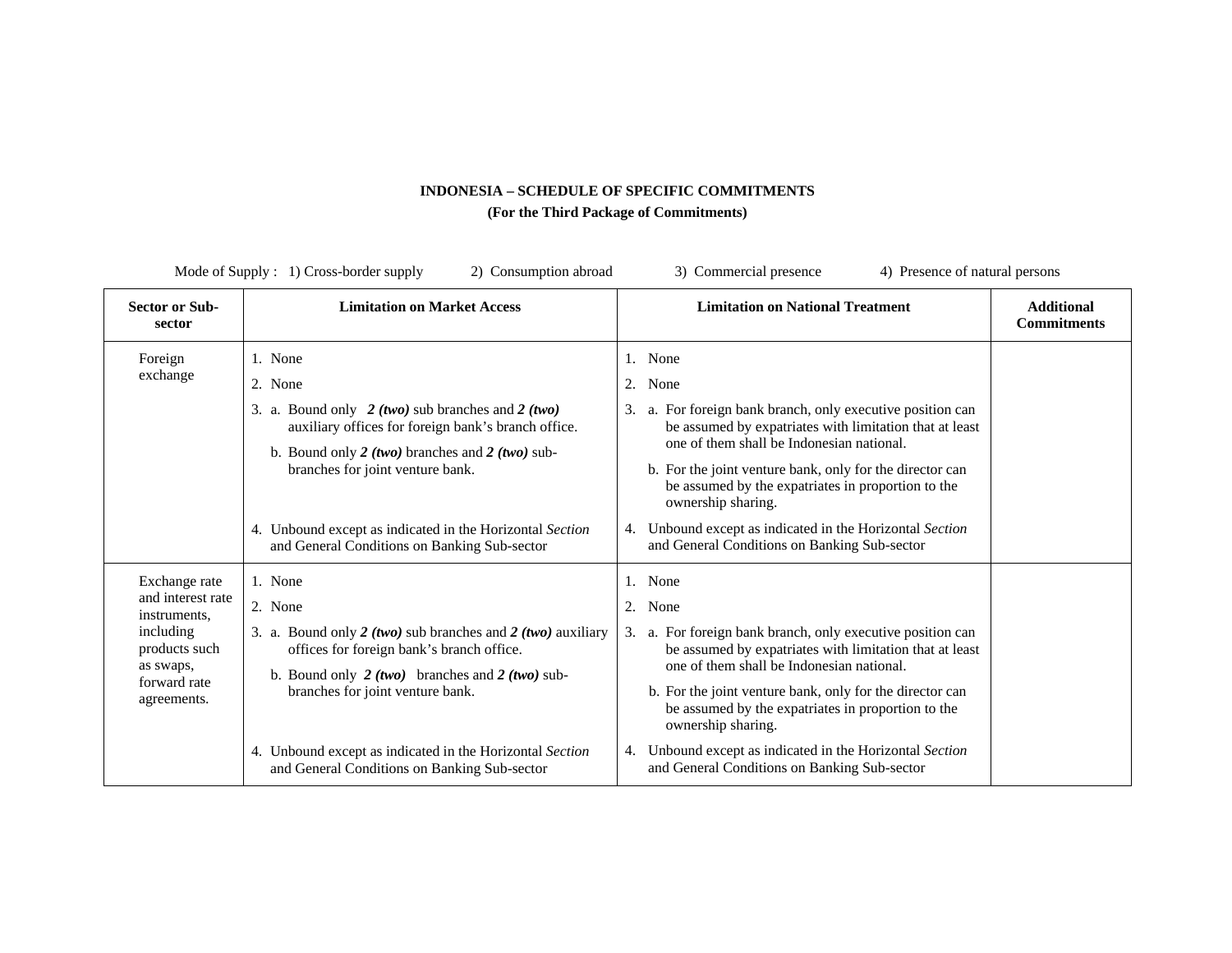**INDONESIA – SCHEDULE OF SPECIFIC COMMITMENTS**

**(For the Third Package of Commitments)**

Mode of Supply : 1) Cross-border supply 2) Consumption abroad 3) Commercial presence 4) Presence of natural persons

| Sector or Sub-sector | Limitation on Market Access | Limitation on National Treatment | Additional Commitments |
|---|---|---|---|
| Foreign exchange | 1. None<br>2. None<br>3. a. Bound only ***2 (two)*** sub branches and ***2 (two)*** auxiliary offices for foreign bank's branch office.<br>b. Bound only ***2 (two)*** branches and ***2 (two)*** sub-branches for joint venture bank.<br>4. Unbound except as indicated in the Horizontal *Section* and General Conditions on Banking Sub-sector | 1. None<br>2. None<br>3. a. For foreign bank branch, only executive position can be assumed by expatriates with limitation that at least one of them shall be Indonesian national.<br>b. For the joint venture bank, only for the director can be assumed by the expatriates in proportion to the ownership sharing.<br>4. Unbound except as indicated in the Horizontal *Section* and General Conditions on Banking Sub-sector | |
| Exchange rate and interest rate instruments, including products such as swaps, forward rate agreements. | 1. None<br>2. None<br>3. a. Bound only ***2 (two)*** sub branches and ***2 (two)*** auxiliary offices for foreign bank's branch office.<br>b. Bound only ***2 (two)*** branches and ***2 (two)*** sub-branches for joint venture bank.<br>4. Unbound except as indicated in the Horizontal *Section* and General Conditions on Banking Sub-sector | 1. None<br>2. None<br>3. a. For foreign bank branch, only executive position can be assumed by expatriates with limitation that at least one of them shall be Indonesian national.<br>b. For the joint venture bank, only for the director can be assumed by the expatriates in proportion to the ownership sharing.<br>4. Unbound except as indicated in the Horizontal *Section* and General Conditions on Banking Sub-sector | |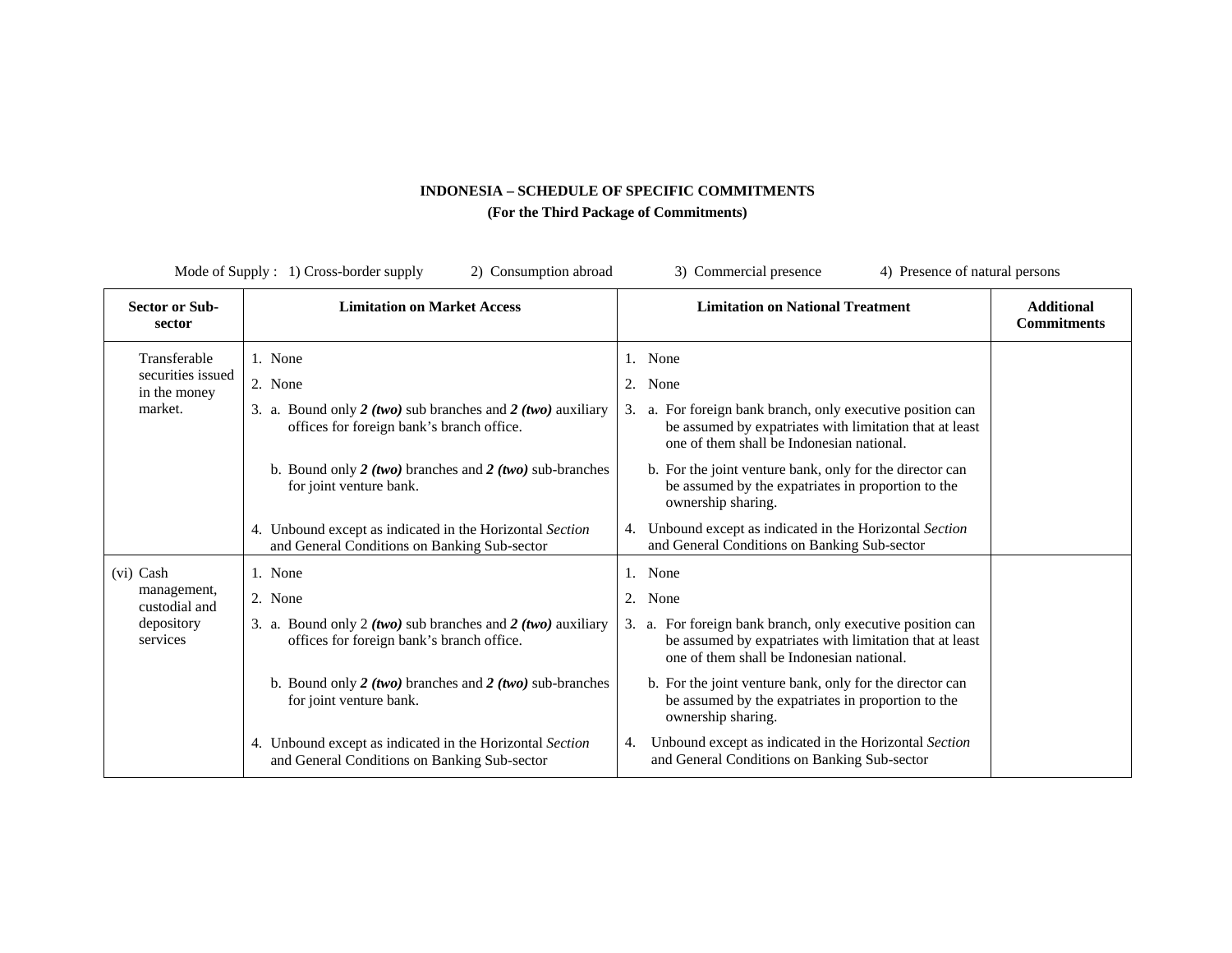**INDONESIA – SCHEDULE OF SPECIFIC COMMITMENTS**

**(For the Third Package of Commitments)**

Mode of Supply : 1) Cross-border supply 2) Consumption abroad 3) Commercial presence 4) Presence of natural persons

| Sector or Sub-sector | Limitation on Market Access | Limitation on National Treatment | Additional Commitments |
|---|---|---|---|
| Transferable securities issued in the money market. | 1. None<br>2. None<br>3. a. Bound only ***2 (two)*** sub branches and ***2 (two)*** auxiliary offices for foreign bank's branch office.<br>b. Bound only ***2 (two)*** branches and ***2 (two)*** sub-branches for joint venture bank.<br>4. Unbound except as indicated in the Horizontal *Section* and General Conditions on Banking Sub-sector | 1. None<br>2. None<br>3. a. For foreign bank branch, only executive position can be assumed by expatriates with limitation that at least one of them shall be Indonesian national.<br>b. For the joint venture bank, only for the director can be assumed by the expatriates in proportion to the ownership sharing.<br>4. Unbound except as indicated in the Horizontal *Section* and General Conditions on Banking Sub-sector | |
| (vi) Cash management, custodial and depository services | 1. None<br>2. None<br>3. a. Bound only 2 ***(two)*** sub branches and ***2 (two)*** auxiliary offices for foreign bank's branch office.<br>b. Bound only ***2 (two)*** branches and ***2 (two)*** sub-branches for joint venture bank.<br>4. Unbound except as indicated in the Horizontal *Section* and General Conditions on Banking Sub-sector | 1. None<br>2. None<br>3. a. For foreign bank branch, only executive position can be assumed by expatriates with limitation that at least one of them shall be Indonesian national.<br>b. For the joint venture bank, only for the director can be assumed by the expatriates in proportion to the ownership sharing.<br>4. Unbound except as indicated in the Horizontal *Section* and General Conditions on Banking Sub-sector | |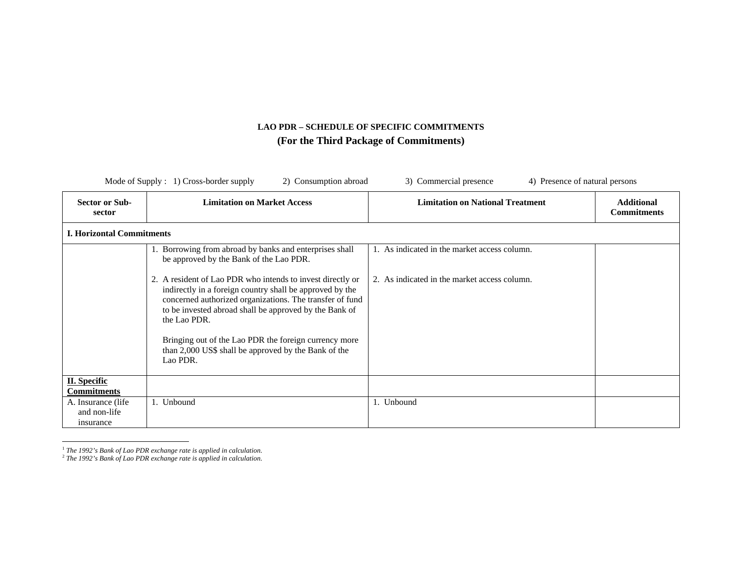**LAO PDR – SCHEDULE OF SPECIFIC COMMITMENTS**

**(For the Third Package of Commitments)**

Mode of Supply : 1) Cross-border supply 2) Consumption abroad 3) Commercial presence 4) Presence of natural persons

| Sector or Sub-sector | Limitation on Market Access | Limitation on National Treatment | Additional Commitments |
|---|---|---|---|
| **I. Horizontal Commitments** | | | |
| | 1. Borrowing from abroad by banks and enterprises shall be approved by the Bank of the Lao PDR.<br><br>2. A resident of Lao PDR who intends to invest directly or indirectly in a foreign country shall be approved by the concerned authorized organizations. The transfer of fund to be invested abroad shall be approved by the Bank of the Lao PDR.<br><br>Bringing out of the Lao PDR the foreign currency more than 2,000 US$ shall be approved by the Bank of the Lao PDR. | 1. As indicated in the market access column.<br><br>2. As indicated in the market access column. | |
| **II. Specific Commitments** | | | |
| A. Insurance (life and non-life insurance | 1. Unbound | 1. Unbound | |

[1] *The 1992's Bank of Lao PDR exchange rate is applied in calculation.*
[2] *The 1992's Bank of Lao PDR exchange rate is applied in calculation.*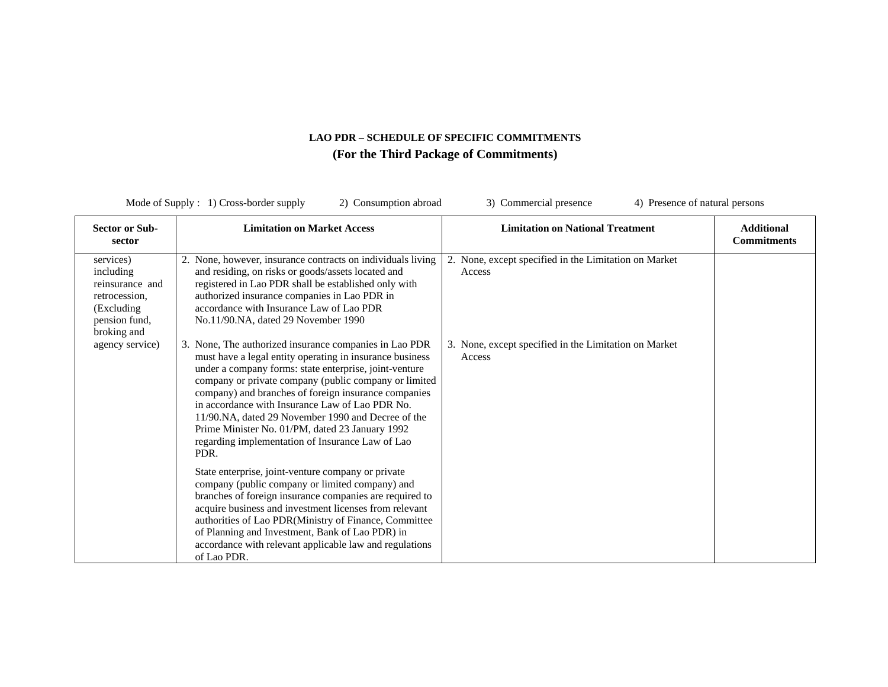**LAO PDR – SCHEDULE OF SPECIFIC COMMITMENTS**

**(For the Third Package of Commitments)**

Mode of Supply : 1) Cross-border supply 2) Consumption abroad 3) Commercial presence 4) Presence of natural persons

| Sector or Sub-sector | Limitation on Market Access | Limitation on National Treatment | Additional Commitments |
|---|---|---|---|
| services) including reinsurance and retrocession, (Excluding pension fund, broking and agency service) | 2. None, however, insurance contracts on individuals living and residing, on risks or goods/assets located and registered in Lao PDR shall be established only with authorized insurance companies in Lao PDR in accordance with Insurance Law of Lao PDR No.11/90.NA, dated 29 November 1990 | 2. None, except specified in the Limitation on Market Access | |
| | 3. None, The authorized insurance companies in Lao PDR must have a legal entity operating in insurance business under a company forms: state enterprise, joint-venture company or private company (public company or limited company) and branches of foreign insurance companies in accordance with Insurance Law of Lao PDR No. 11/90.NA, dated 29 November 1990 and Decree of the Prime Minister No. 01/PM, dated 23 January 1992 regarding implementation of Insurance Law of Lao PDR.<br><br>State enterprise, joint-venture company or private company (public company or limited company) and branches of foreign insurance companies are required to acquire business and investment licenses from relevant authorities of Lao PDR(Ministry of Finance, Committee of Planning and Investment, Bank of Lao PDR) in accordance with relevant applicable law and regulations of Lao PDR. | 3. None, except specified in the Limitation on Market Access | |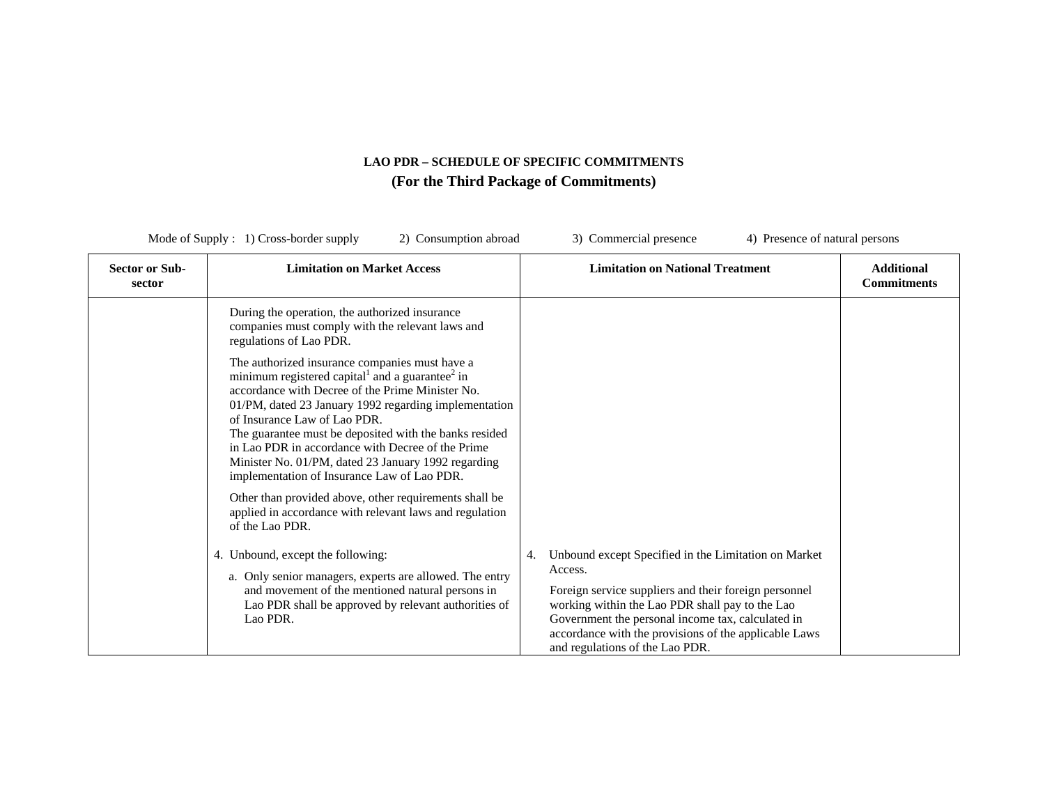**LAO PDR – SCHEDULE OF SPECIFIC COMMITMENTS**

**(For the Third Package of Commitments)**

Mode of Supply : 1) Cross-border supply 2) Consumption abroad 3) Commercial presence 4) Presence of natural persons

| Sector or Sub-sector | Limitation on Market Access | Limitation on National Treatment | Additional Commitments |
|---|---|---|---|
| | During the operation, the authorized insurance companies must comply with the relevant laws and regulations of Lao PDR.<br><br>The authorized insurance companies must have a minimum registered capital[1] and a guarantee[2] in accordance with Decree of the Prime Minister No. 01/PM, dated 23 January 1992 regarding implementation of Insurance Law of Lao PDR.<br>The guarantee must be deposited with the banks resided in Lao PDR in accordance with Decree of the Prime Minister No. 01/PM, dated 23 January 1992 regarding implementation of Insurance Law of Lao PDR.<br><br>Other than provided above, other requirements shall be applied in accordance with relevant laws and regulation of the Lao PDR.<br><br>4. Unbound, except the following:<br>a. Only senior managers, experts are allowed. The entry and movement of the mentioned natural persons in Lao PDR shall be approved by relevant authorities of Lao PDR. | 4. Unbound except Specified in the Limitation on Market Access.<br><br>Foreign service suppliers and their foreign personnel working within the Lao PDR shall pay to the Lao Government the personal income tax, calculated in accordance with the provisions of the applicable Laws and regulations of the Lao PDR. | |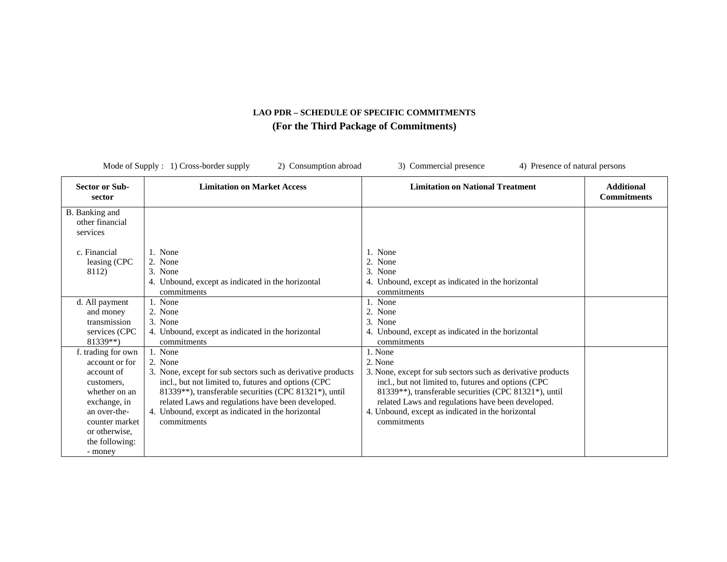**LAO PDR – SCHEDULE OF SPECIFIC COMMITMENTS**

**(For the Third Package of Commitments)**

Mode of Supply : 1) Cross-border supply 2) Consumption abroad 3) Commercial presence 4) Presence of natural persons

| Sector or Sub-sector | Limitation on Market Access | Limitation on National Treatment | Additional Commitments |
|---|---|---|---|
| B. Banking and other financial services | | | |
| c. Financial leasing (CPC 8112) | 1. None<br>2. None<br>3. None<br>4. Unbound, except as indicated in the horizontal commitments | 1. None<br>2. None<br>3. None<br>4. Unbound, except as indicated in the horizontal commitments | |
| d. All payment and money transmission services (CPC 81339**) | 1. None<br>2. None<br>3. None<br>4. Unbound, except as indicated in the horizontal commitments | 1. None<br>2. None<br>3. None<br>4. Unbound, except as indicated in the horizontal commitments | |
| f. trading for own account or for account of customers, whether on an exchange, in an over-the-counter market or otherwise, the following:<br>- money | 1. None<br>2. None<br>3. None, except for sub sectors such as derivative products incl., but not limited to, futures and options (CPC 81339**), transferable securities (CPC 81321*), until related Laws and regulations have been developed.<br>4. Unbound, except as indicated in the horizontal commitments | 1. None<br>2. None<br>3. None, except for sub sectors such as derivative products incl., but not limited to, futures and options (CPC 81339**), transferable securities (CPC 81321*), until related Laws and regulations have been developed.<br>4. Unbound, except as indicated in the horizontal commitments | |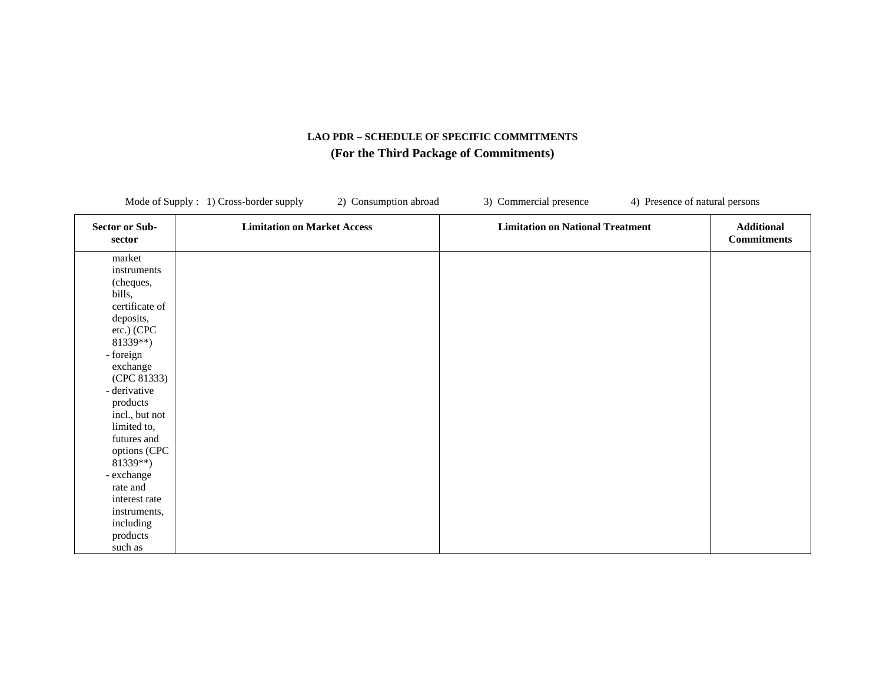**LAO PDR – SCHEDULE OF SPECIFIC COMMITMENTS**

**(For the Third Package of Commitments)**

Mode of Supply : 1) Cross-border supply 2) Consumption abroad 3) Commercial presence 4) Presence of natural persons

| Sector or Sub-sector | Limitation on Market Access | Limitation on National Treatment | Additional Commitments |
|---|---|---|---|
| market instruments (cheques, bills, certificate of deposits, etc.) (CPC 81339**)<br>- foreign exchange (CPC 81333)<br>- derivative products incl., but not limited to, futures and options (CPC 81339**)<br>- exchange rate and interest rate instruments, including products such as | | | |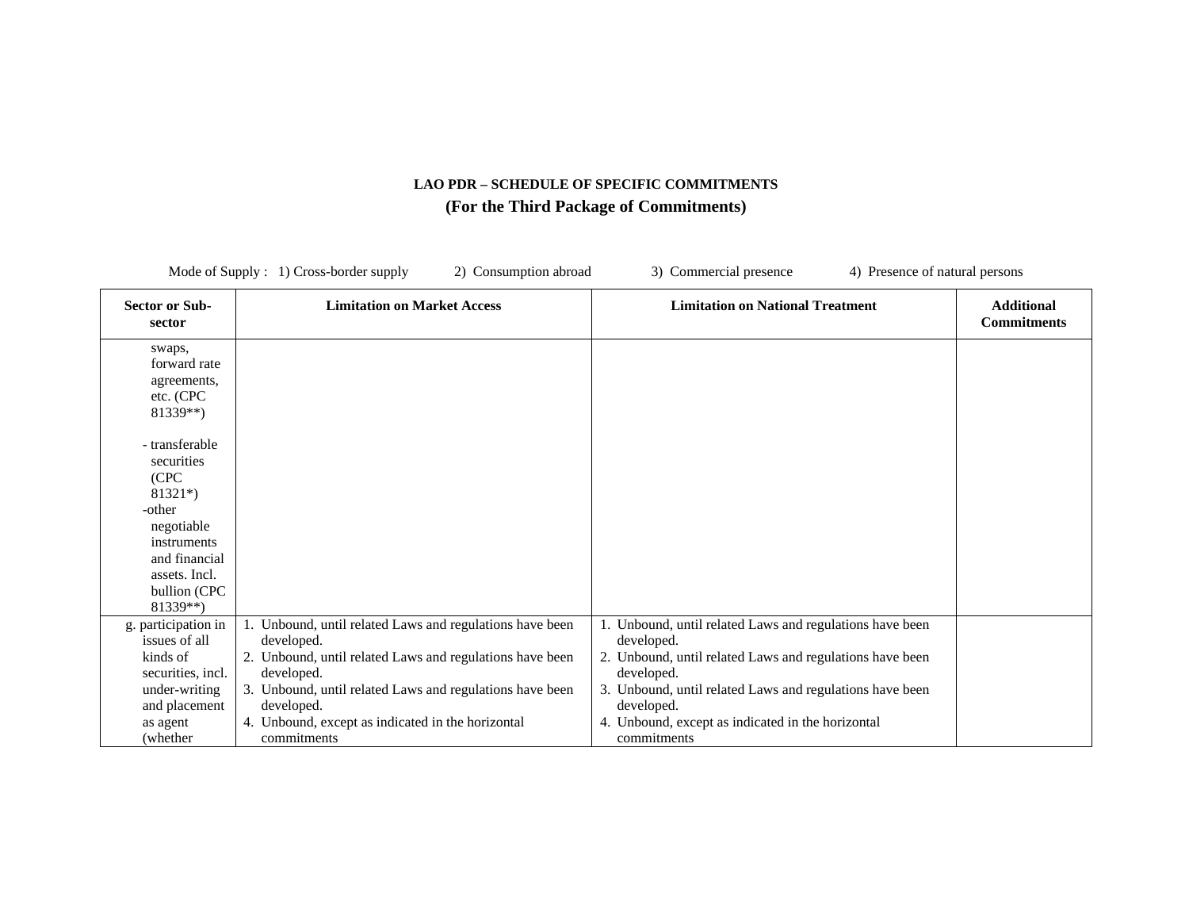**LAO PDR – SCHEDULE OF SPECIFIC COMMITMENTS**

**(For the Third Package of Commitments)**

Mode of Supply : 1) Cross-border supply 2) Consumption abroad 3) Commercial presence 4) Presence of natural persons

| Sector or Sub-sector | Limitation on Market Access | Limitation on National Treatment | Additional Commitments |
|---|---|---|---|
| swaps, forward rate agreements, etc. (CPC 81339**)<br><br>- transferable securities (CPC 81321*)<br>-other negotiable instruments and financial assets. Incl. bullion (CPC 81339**) | | | |
| g. participation in issues of all kinds of securities, incl. under-writing and placement as agent (whether | 1. Unbound, until related Laws and regulations have been developed.<br>2. Unbound, until related Laws and regulations have been developed.<br>3. Unbound, until related Laws and regulations have been developed.<br>4. Unbound, except as indicated in the horizontal commitments | 1. Unbound, until related Laws and regulations have been developed.<br>2. Unbound, until related Laws and regulations have been developed.<br>3. Unbound, until related Laws and regulations have been developed.<br>4. Unbound, except as indicated in the horizontal commitments | |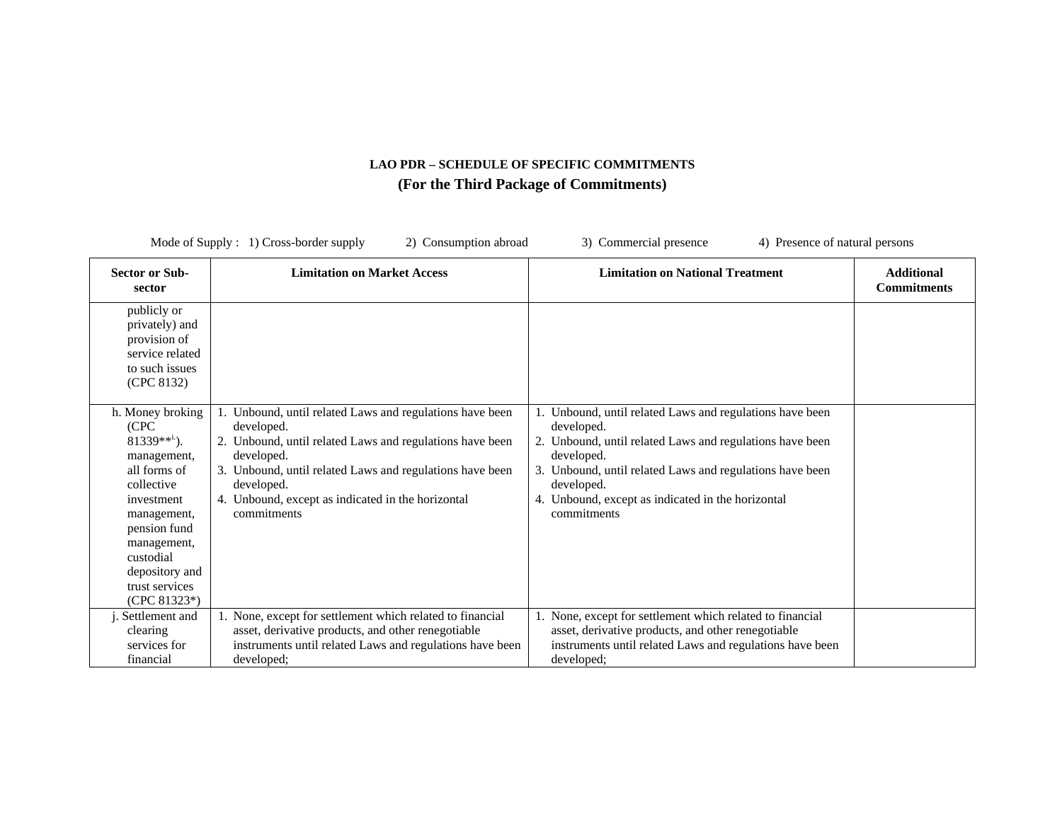**LAO PDR – SCHEDULE OF SPECIFIC COMMITMENTS**

**(For the Third Package of Commitments)**

Mode of Supply : 1) Cross-border supply 2) Consumption abroad 3) Commercial presence 4) Presence of natural persons

| Sector or Sub-sector | Limitation on Market Access | Limitation on National Treatment | Additional Commitments |
|---|---|---|---|
| publicly or privately) and provision of service related to such issues (CPC 8132) | | | |
| h. Money broking (CPC 81339**[i]). management, all forms of collective investment management, pension fund management, custodial depository and trust services (CPC 81323*) | 1. Unbound, until related Laws and regulations have been developed.<br>2. Unbound, until related Laws and regulations have been developed.<br>3. Unbound, until related Laws and regulations have been developed.<br>4. Unbound, except as indicated in the horizontal commitments | 1. Unbound, until related Laws and regulations have been developed.<br>2. Unbound, until related Laws and regulations have been developed.<br>3. Unbound, until related Laws and regulations have been developed.<br>4. Unbound, except as indicated in the horizontal commitments | |
| j. Settlement and clearing services for financial | 1. None, except for settlement which related to financial asset, derivative products, and other renegotiable instruments until related Laws and regulations have been developed; | 1. None, except for settlement which related to financial asset, derivative products, and other renegotiable instruments until related Laws and regulations have been developed; | |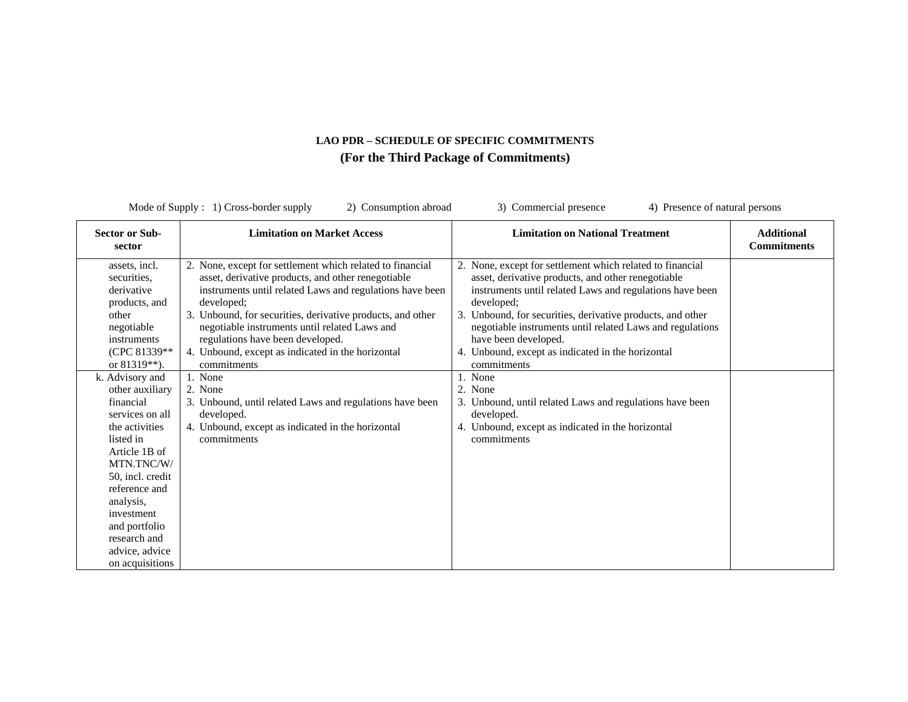**LAO PDR – SCHEDULE OF SPECIFIC COMMITMENTS**

**(For the Third Package of Commitments)**

Mode of Supply : 1) Cross-border supply 2) Consumption abroad 3) Commercial presence 4) Presence of natural persons

| Sector or Sub-sector | Limitation on Market Access | Limitation on National Treatment | Additional Commitments |
|---|---|---|---|
| assets, incl. securities, derivative products, and other negotiable instruments (CPC 81339** or 81319**). | 2. None, except for settlement which related to financial asset, derivative products, and other renegotiable instruments until related Laws and regulations have been developed;<br>3. Unbound, for securities, derivative products, and other negotiable instruments until related Laws and regulations have been developed.<br>4. Unbound, except as indicated in the horizontal commitments | 2. None, except for settlement which related to financial asset, derivative products, and other renegotiable instruments until related Laws and regulations have been developed;<br>3. Unbound, for securities, derivative products, and other negotiable instruments until related Laws and regulations have been developed.<br>4. Unbound, except as indicated in the horizontal commitments | |
| k. Advisory and other auxiliary financial services on all the activities listed in Article 1B of MTN.TNC/W/50, incl. credit reference and analysis, investment and portfolio research and advice, advice on acquisitions | 1. None<br>2. None<br>3. Unbound, until related Laws and regulations have been developed.<br>4. Unbound, except as indicated in the horizontal commitments | 1. None<br>2. None<br>3. Unbound, until related Laws and regulations have been developed.<br>4. Unbound, except as indicated in the horizontal commitments | |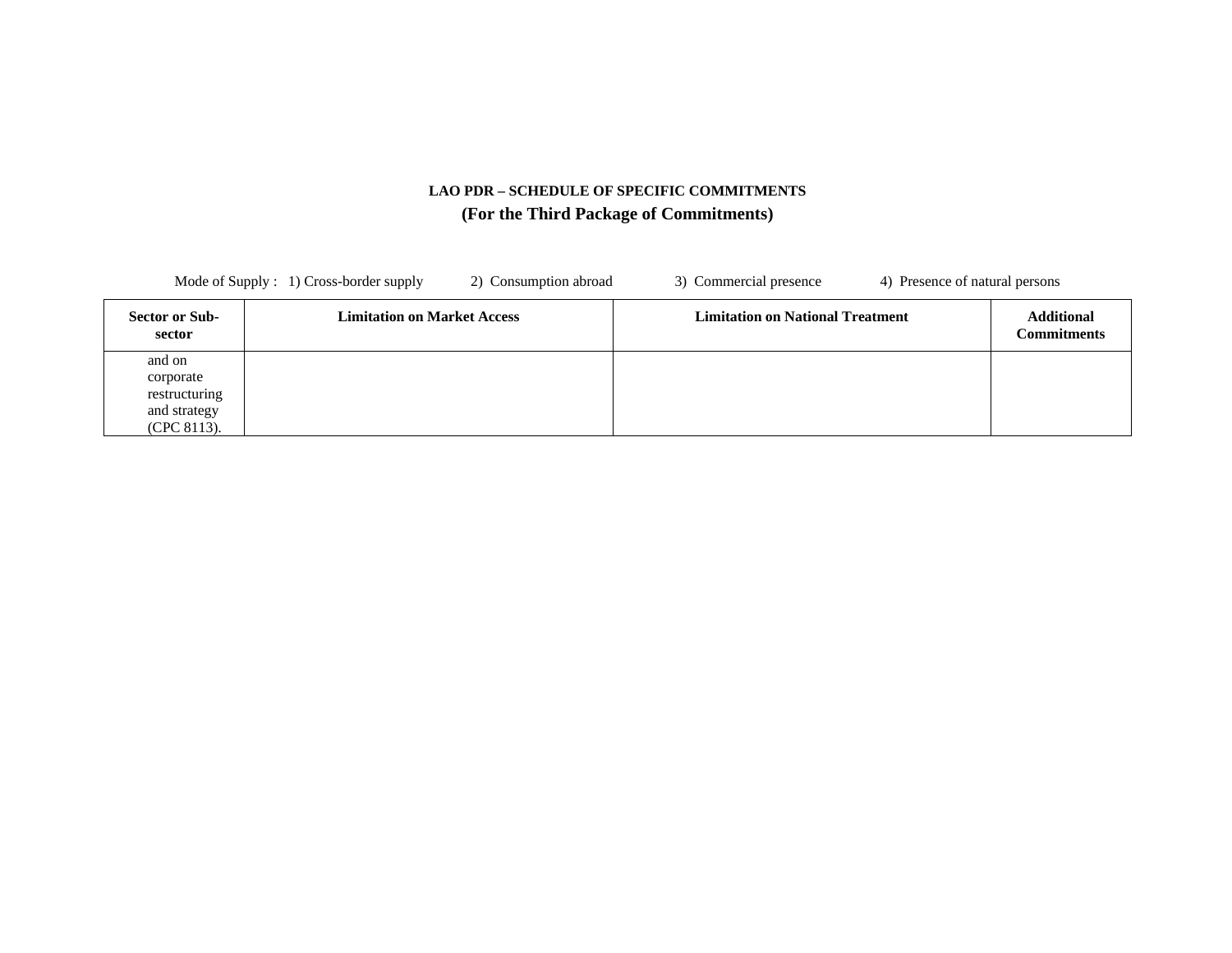**LAO PDR – SCHEDULE OF SPECIFIC COMMITMENTS**

**(For the Third Package of Commitments)**

Mode of Supply : 1) Cross-border supply 2) Consumption abroad 3) Commercial presence 4) Presence of natural persons

| Sector or Sub-sector | Limitation on Market Access | Limitation on National Treatment | Additional Commitments |
|---|---|---|---|
| and on corporate restructuring and strategy (CPC 8113). | | | |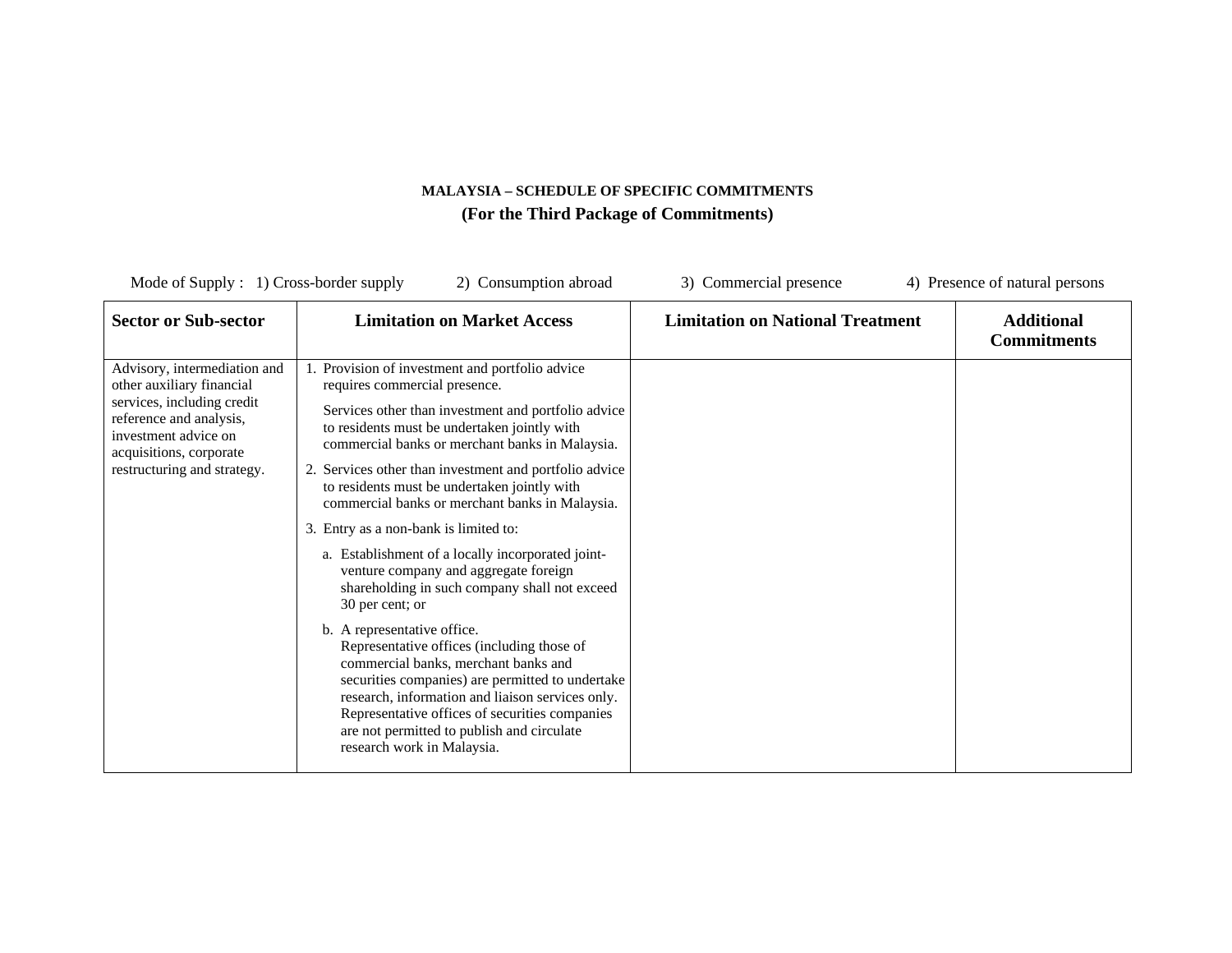**MALAYSIA – SCHEDULE OF SPECIFIC COMMITMENTS**

**(For the Third Package of Commitments)**

Mode of Supply : 1) Cross-border supply 2) Consumption abroad 3) Commercial presence 4) Presence of natural persons

| Sector or Sub-sector | Limitation on Market Access | Limitation on National Treatment | Additional Commitments |
|---|---|---|---|
| Advisory, intermediation and other auxiliary financial services, including credit reference and analysis, investment advice on acquisitions, corporate restructuring and strategy. | 1. Provision of investment and portfolio advice requires commercial presence.<br><br>Services other than investment and portfolio advice to residents must be undertaken jointly with commercial banks or merchant banks in Malaysia.<br><br>2. Services other than investment and portfolio advice to residents must be undertaken jointly with commercial banks or merchant banks in Malaysia.<br><br>3. Entry as a non-bank is limited to:<br><br>a. Establishment of a locally incorporated joint-venture company and aggregate foreign shareholding in such company shall not exceed 30 per cent; or<br><br>b. A representative office.<br>Representative offices (including those of commercial banks, merchant banks and securities companies) are permitted to undertake research, information and liaison services only. Representative offices of securities companies are not permitted to publish and circulate research work in Malaysia. | | |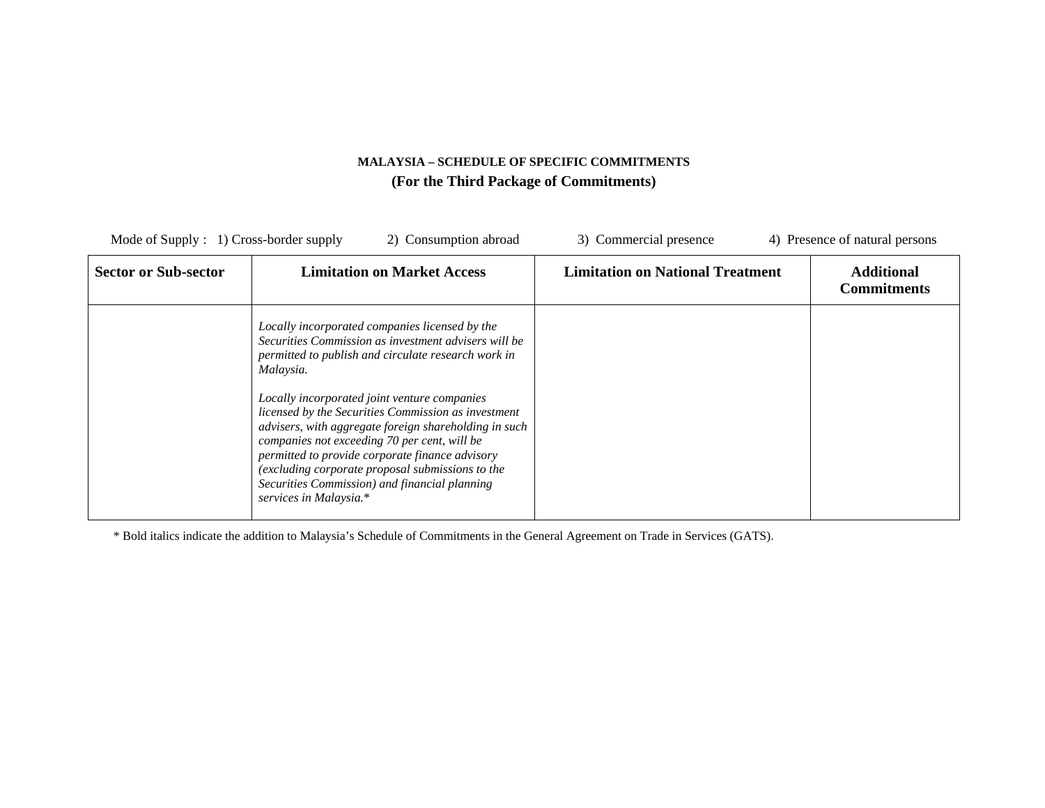**MALAYSIA – SCHEDULE OF SPECIFIC COMMITMENTS**

**(For the Third Package of Commitments)**

Mode of Supply : 1) Cross-border supply 2) Consumption abroad 3) Commercial presence 4) Presence of natural persons

| **Sector or Sub-sector** | **Limitation on Market Access** | **Limitation on National Treatment** | **Additional Commitments** |
|---|---|---|---|
| | *Locally incorporated companies licensed by the Securities Commission as investment advisers will be permitted to publish and circulate research work in Malaysia.*<br><br>*Locally incorporated joint venture companies licensed by the Securities Commission as investment advisers, with aggregate foreign shareholding in such companies not exceeding 70 per cent, will be permitted to provide corporate finance advisory (excluding corporate proposal submissions to the Securities Commission) and financial planning services in Malaysia.*\* | | |

\* Bold italics indicate the addition to Malaysia's Schedule of Commitments in the General Agreement on Trade in Services (GATS).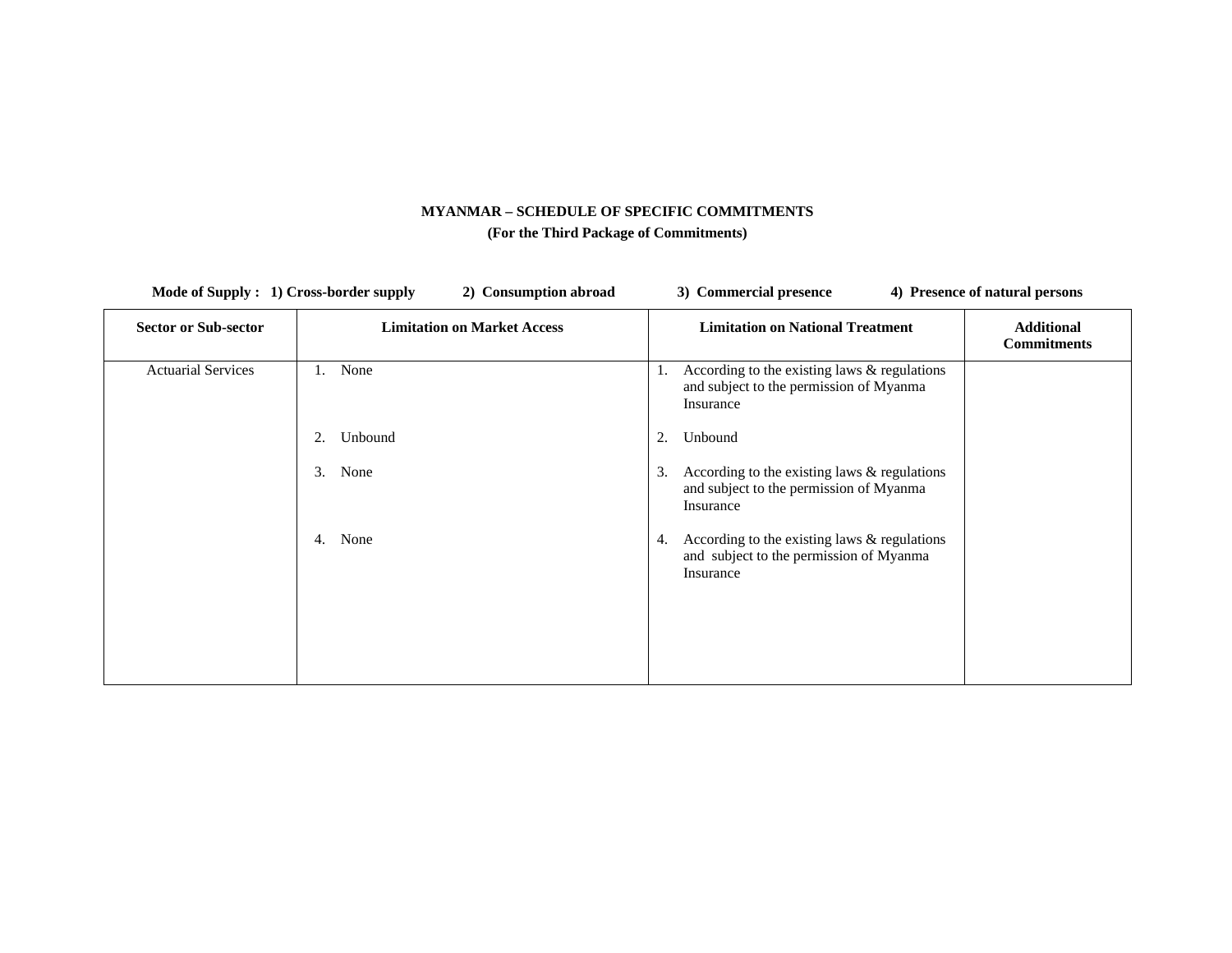**MYANMAR – SCHEDULE OF SPECIFIC COMMITMENTS**

**(For the Third Package of Commitments)**

**Mode of Supply : 1) Cross-border supply 2) Consumption abroad 3) Commercial presence 4) Presence of natural persons**

| Sector or Sub-sector | Limitation on Market Access | Limitation on National Treatment | Additional Commitments |
|---|---|---|---|
| Actuarial Services | 1. None<br><br>2. Unbound<br><br>3. None<br><br>4. None | 1. According to the existing laws & regulations and subject to the permission of Myanma Insurance<br><br>2. Unbound<br><br>3. According to the existing laws & regulations and subject to the permission of Myanma Insurance<br><br>4. According to the existing laws & regulations and subject to the permission of Myanma Insurance | |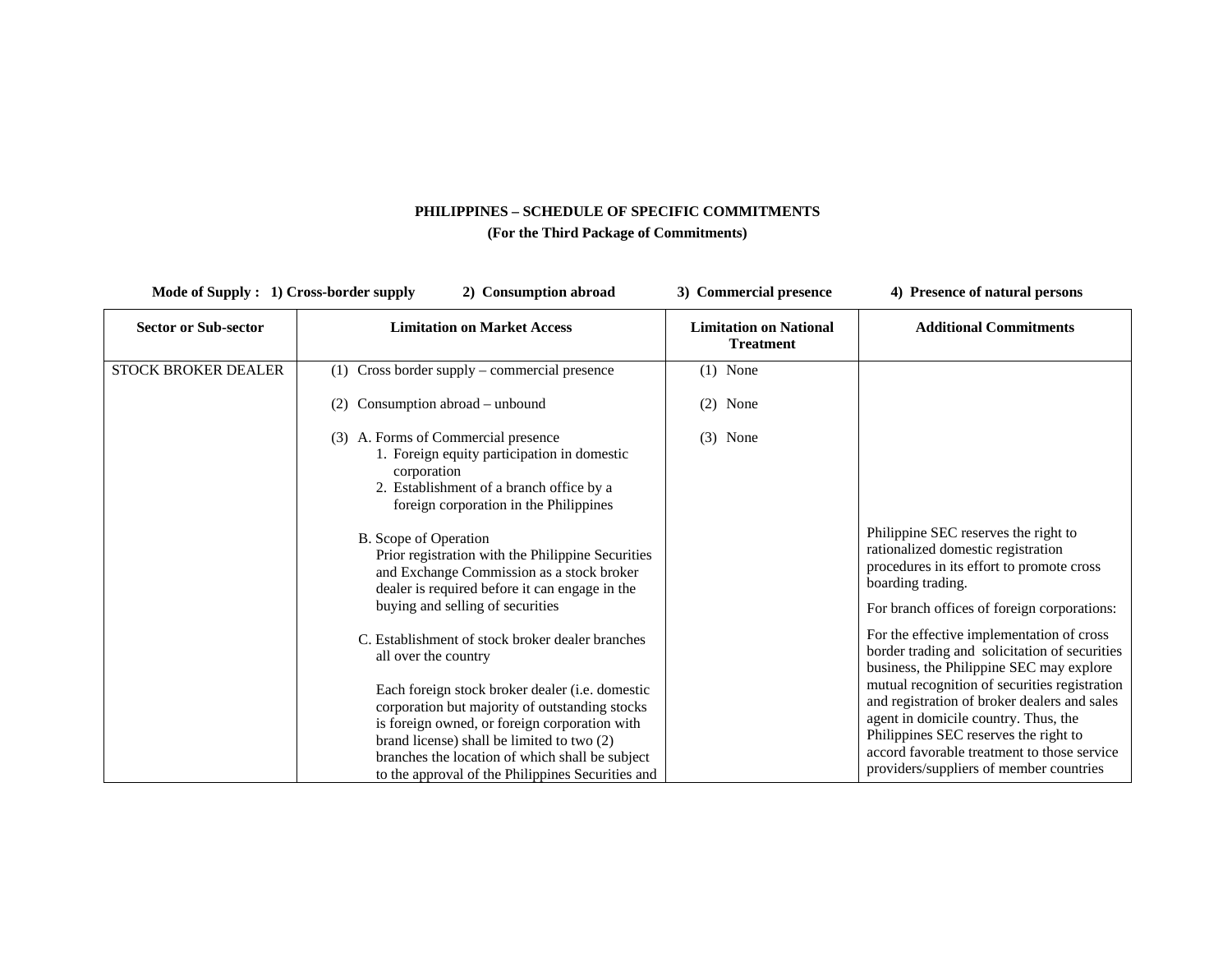**PHILIPPINES – SCHEDULE OF SPECIFIC COMMITMENTS**

**(For the Third Package of Commitments)**

**Mode of Supply : 1) Cross-border supply 2) Consumption abroad 3) Commercial presence 4) Presence of natural persons**

| Sector or Sub-sector | Limitation on Market Access | Limitation on National Treatment | Additional Commitments |
|---|---|---|---|
| STOCK BROKER DEALER | (1) Cross border supply – commercial presence<br><br>(2) Consumption abroad – unbound<br><br>(3) A. Forms of Commercial presence<br>1. Foreign equity participation in domestic corporation<br>2. Establishment of a branch office by a foreign corporation in the Philippines<br><br>B. Scope of Operation<br>Prior registration with the Philippine Securities and Exchange Commission as a stock broker dealer is required before it can engage in the buying and selling of securities<br><br>C. Establishment of stock broker dealer branches all over the country<br><br>Each foreign stock broker dealer (i.e. domestic corporation but majority of outstanding stocks is foreign owned, or foreign corporation with brand license) shall be limited to two (2) branches the location of which shall be subject to the approval of the Philippines Securities and | (1) None<br><br>(2) None<br><br>(3) None | Philippine SEC reserves the right to rationalized domestic registration procedures in its effort to promote cross boarding trading.<br><br>For branch offices of foreign corporations:<br><br>For the effective implementation of cross border trading and solicitation of securities business, the Philippine SEC may explore mutual recognition of securities registration and registration of broker dealers and sales agent in domicile country. Thus, the Philippines SEC reserves the right to accord favorable treatment to those service providers/suppliers of member countries |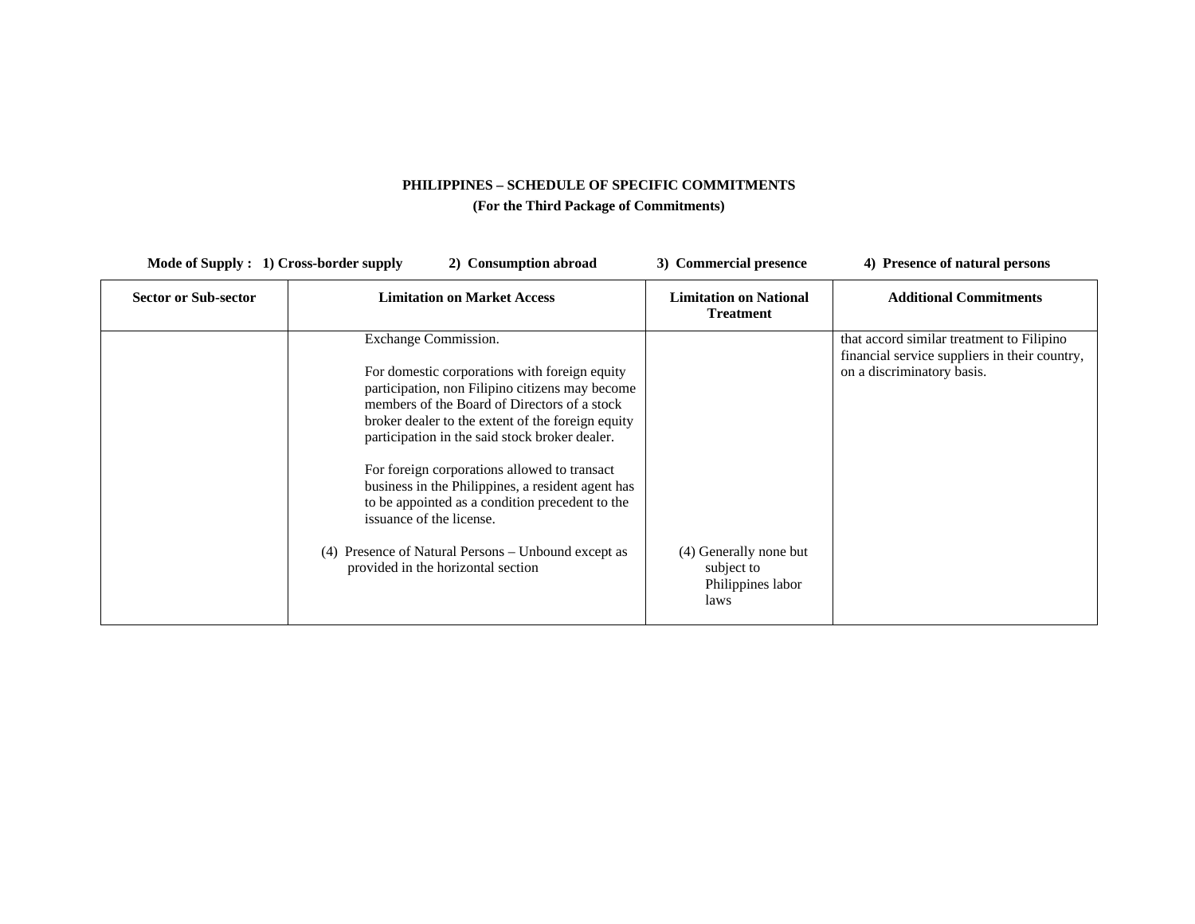**PHILIPPINES – SCHEDULE OF SPECIFIC COMMITMENTS**

**(For the Third Package of Commitments)**

**Mode of Supply : 1) Cross-border supply 2) Consumption abroad 3) Commercial presence 4) Presence of natural persons**

| Sector or Sub-sector | Limitation on Market Access | Limitation on National Treatment | Additional Commitments |
|---|---|---|---|
| | Exchange Commission.<br><br>For domestic corporations with foreign equity participation, non Filipino citizens may become members of the Board of Directors of a stock broker dealer to the extent of the foreign equity participation in the said stock broker dealer.<br><br>For foreign corporations allowed to transact business in the Philippines, a resident agent has to be appointed as a condition precedent to the issuance of the license.<br><br>(4) Presence of Natural Persons – Unbound except as provided in the horizontal section | (4) Generally none but subject to Philippines labor laws | that accord similar treatment to Filipino financial service suppliers in their country, on a discriminatory basis. |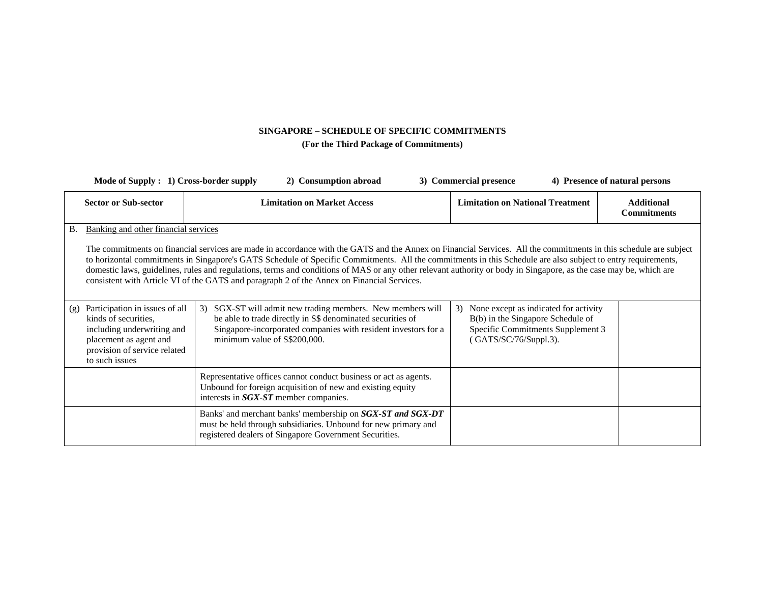**SINGAPORE – SCHEDULE OF SPECIFIC COMMITMENTS**

**(For the Third Package of Commitments)**

**Mode of Supply : 1) Cross-border supply 2) Consumption abroad 3) Commercial presence 4) Presence of natural persons**

| Sector or Sub-sector | Limitation on Market Access | Limitation on National Treatment | Additional Commitments |
|---|---|---|---|
| B. Banking and other financial services<br><br>The commitments on financial services are made in accordance with the GATS and the Annex on Financial Services. All the commitments in this schedule are subject to horizontal commitments in Singapore's GATS Schedule of Specific Commitments. All the commitments in this Schedule are also subject to entry requirements, domestic laws, guidelines, rules and regulations, terms and conditions of MAS or any other relevant authority or body in Singapore, as the case may be, which are consistent with Article VI of the GATS and paragraph 2 of the Annex on Financial Services. | | | |
| (g) Participation in issues of all kinds of securities, including underwriting and placement as agent and provision of service related to such issues | 3) SGX-ST will admit new trading members. New members will be able to trade directly in S$ denominated securities of Singapore-incorporated companies with resident investors for a minimum value of S$200,000. | 3) None except as indicated for activity B(b) in the Singapore Schedule of Specific Commitments Supplement 3 ( GATS/SC/76/Suppl.3). | |
| | Representative offices cannot conduct business or act as agents. Unbound for foreign acquisition of new and existing equity interests in ***SGX-ST*** member companies. | | |
| | Banks' and merchant banks' membership on ***SGX-ST and SGX-DT*** must be held through subsidiaries. Unbound for new primary and registered dealers of Singapore Government Securities. | | |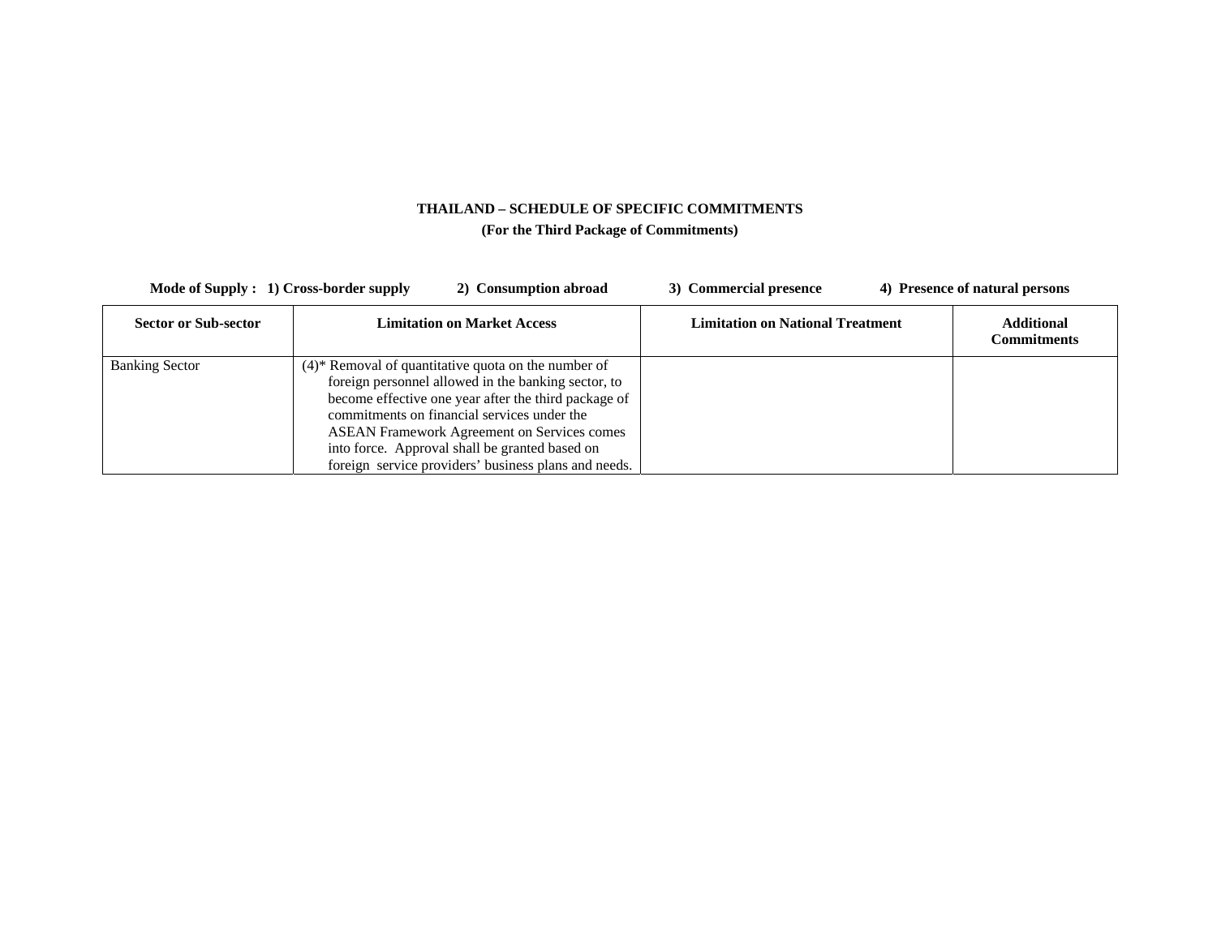**THAILAND – SCHEDULE OF SPECIFIC COMMITMENTS**

**(For the Third Package of Commitments)**

**Mode of Supply : 1) Cross-border supply 2) Consumption abroad 3) Commercial presence 4) Presence of natural persons**

| Sector or Sub-sector | Limitation on Market Access | Limitation on National Treatment | Additional Commitments |
|---|---|---|---|
| Banking Sector | (4)* Removal of quantitative quota on the number of foreign personnel allowed in the banking sector, to become effective one year after the third package of commitments on financial services under the ASEAN Framework Agreement on Services comes into force. Approval shall be granted based on foreign service providers' business plans and needs. | | |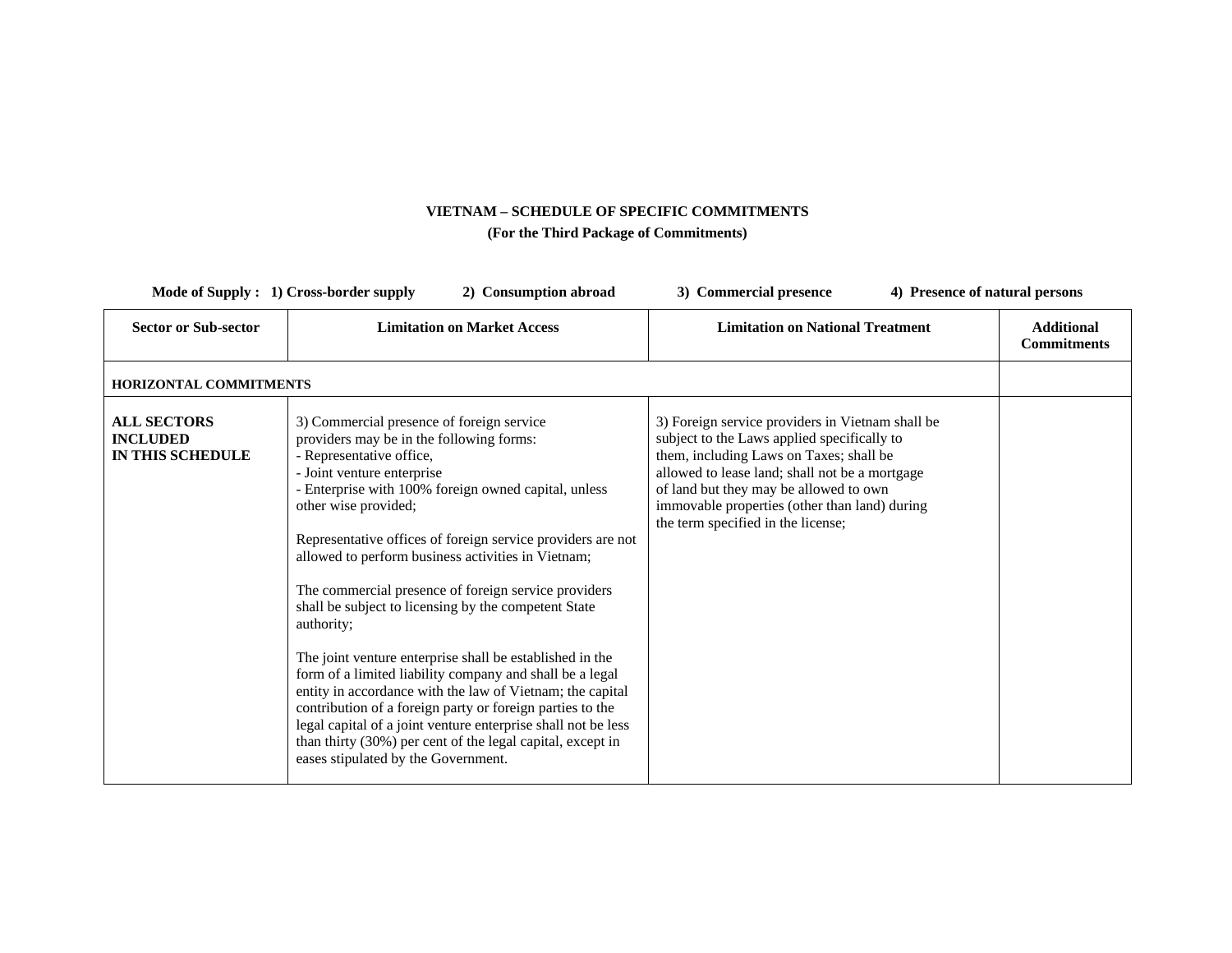**VIETNAM – SCHEDULE OF SPECIFIC COMMITMENTS**

**(For the Third Package of Commitments)**

**Mode of Supply : 1) Cross-border supply 2) Consumption abroad 3) Commercial presence 4) Presence of natural persons**

| Sector or Sub-sector | Limitation on Market Access | Limitation on National Treatment | Additional Commitments |
|---|---|---|---|
| **HORIZONTAL COMMITMENTS** | | | |
| **ALL SECTORS INCLUDED IN THIS SCHEDULE** | 3) Commercial presence of foreign service providers may be in the following forms:<br>- Representative office,<br>- Joint venture enterprise<br>- Enterprise with 100% foreign owned capital, unless other wise provided;<br><br>Representative offices of foreign service providers are not allowed to perform business activities in Vietnam;<br><br>The commercial presence of foreign service providers shall be subject to licensing by the competent State authority;<br><br>The joint venture enterprise shall be established in the form of a limited liability company and shall be a legal entity in accordance with the law of Vietnam; the capital contribution of a foreign party or foreign parties to the legal capital of a joint venture enterprise shall not be less than thirty (30%) per cent of the legal capital, except in eases stipulated by the Government. | 3) Foreign service providers in Vietnam shall be subject to the Laws applied specifically to them, including Laws on Taxes; shall be allowed to lease land; shall not be a mortgage of land but they may be allowed to own immovable properties (other than land) during the term specified in the license; | |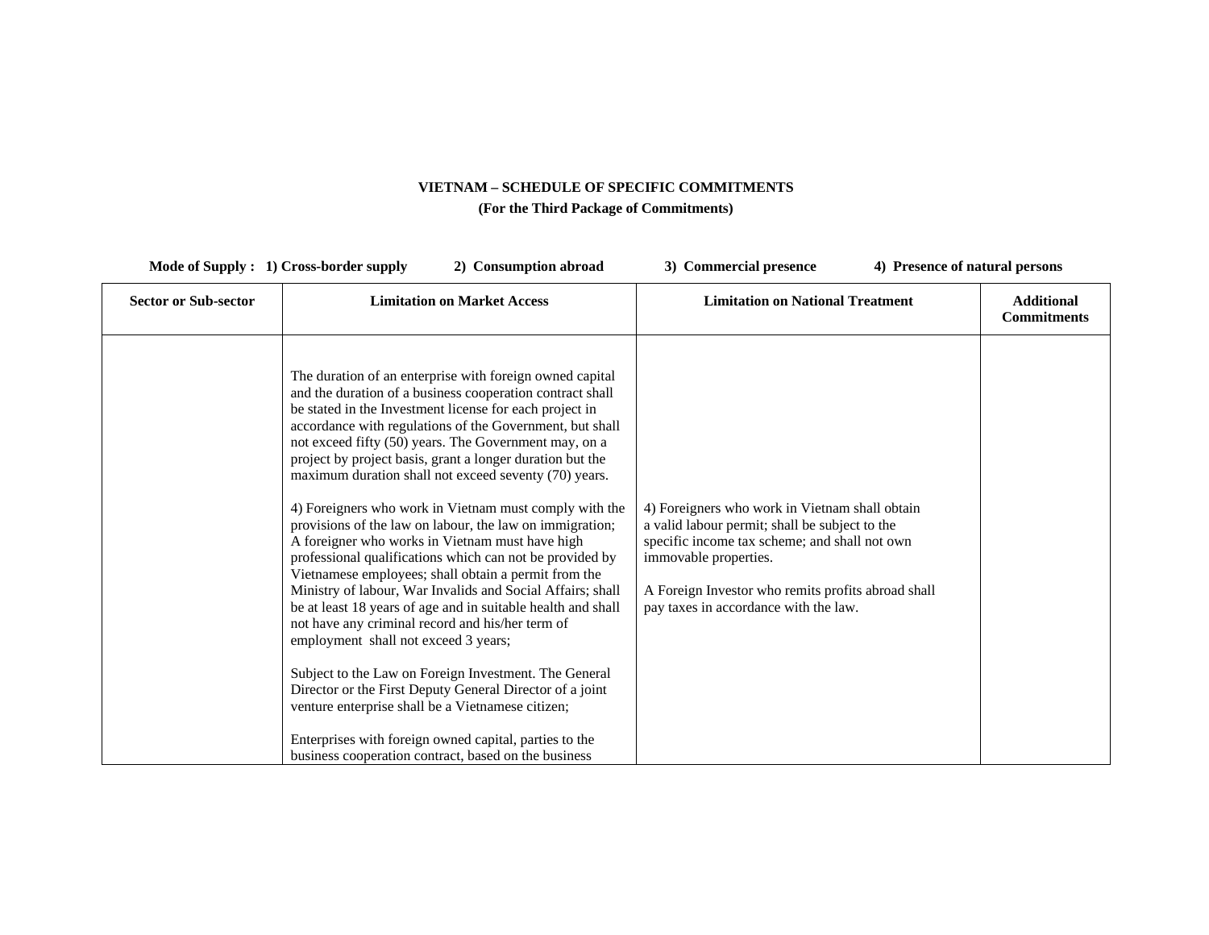**VIETNAM – SCHEDULE OF SPECIFIC COMMITMENTS**

**(For the Third Package of Commitments)**

**Mode of Supply : 1) Cross-border supply 2) Consumption abroad 3) Commercial presence 4) Presence of natural persons**

| Sector or Sub-sector | Limitation on Market Access | Limitation on National Treatment | Additional Commitments |
|---|---|---|---|
| | The duration of an enterprise with foreign owned capital and the duration of a business cooperation contract shall be stated in the Investment license for each project in accordance with regulations of the Government, but shall not exceed fifty (50) years. The Government may, on a project by project basis, grant a longer duration but the maximum duration shall not exceed seventy (70) years.<br><br>4) Foreigners who work in Vietnam must comply with the provisions of the law on labour, the law on immigration; A foreigner who works in Vietnam must have high professional qualifications which can not be provided by Vietnamese employees; shall obtain a permit from the Ministry of labour, War Invalids and Social Affairs; shall be at least 18 years of age and in suitable health and shall not have any criminal record and his/her term of employment shall not exceed 3 years;<br><br>Subject to the Law on Foreign Investment. The General Director or the First Deputy General Director of a joint venture enterprise shall be a Vietnamese citizen;<br><br>Enterprises with foreign owned capital, parties to the business cooperation contract, based on the business | 4) Foreigners who work in Vietnam shall obtain a valid labour permit; shall be subject to the specific income tax scheme; and shall not own immovable properties.<br><br>A Foreign Investor who remits profits abroad shall pay taxes in accordance with the law. | |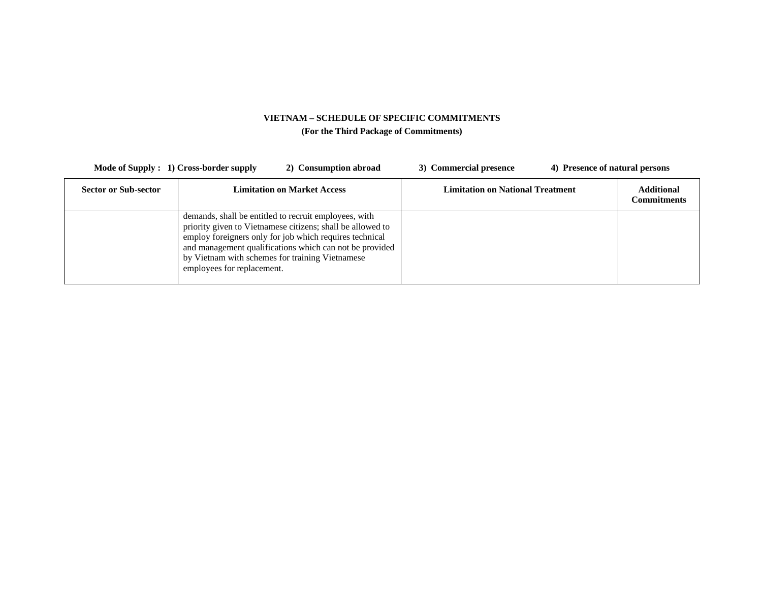**VIETNAM – SCHEDULE OF SPECIFIC COMMITMENTS**

**(For the Third Package of Commitments)**

**Mode of Supply : 1) Cross-border supply 2) Consumption abroad 3) Commercial presence 4) Presence of natural persons**

| Sector or Sub-sector | Limitation on Market Access | Limitation on National Treatment | Additional Commitments |
|---|---|---|---|
| | demands, shall be entitled to recruit employees, with priority given to Vietnamese citizens; shall be allowed to employ foreigners only for job which requires technical and management qualifications which can not be provided by Vietnam with schemes for training Vietnamese employees for replacement. | | |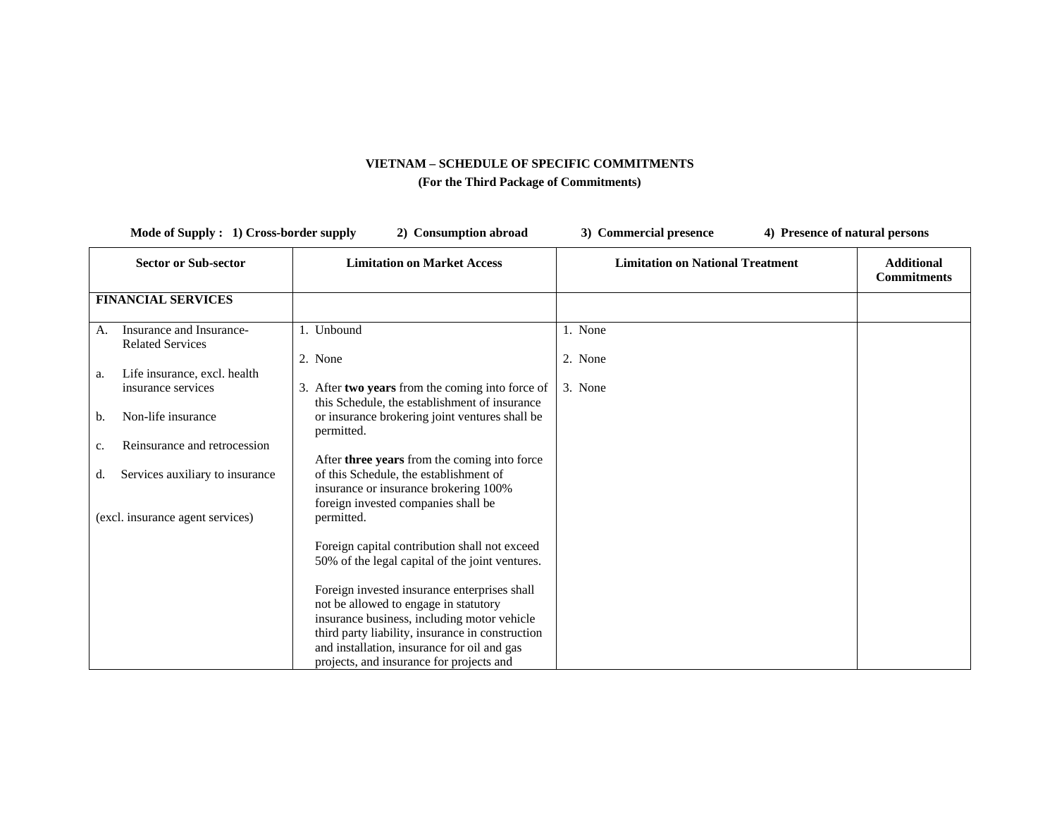**VIETNAM – SCHEDULE OF SPECIFIC COMMITMENTS**

**(For the Third Package of Commitments)**

**Mode of Supply : 1) Cross-border supply 2) Consumption abroad 3) Commercial presence 4) Presence of natural persons**

| Sector or Sub-sector | Limitation on Market Access | Limitation on National Treatment | Additional Commitments |
|---|---|---|---|
| **FINANCIAL SERVICES** | | | |
| A. Insurance and Insurance-Related Services<br><br>a. Life insurance, excl. health insurance services<br><br>b. Non-life insurance<br><br>c. Reinsurance and retrocession<br><br>d. Services auxiliary to insurance<br><br>(excl. insurance agent services) | 1. Unbound<br><br>2. None<br><br>3. After **two years** from the coming into force of this Schedule, the establishment of insurance or insurance brokering joint ventures shall be permitted.<br><br>After **three years** from the coming into force of this Schedule, the establishment of insurance or insurance brokering 100% foreign invested companies shall be permitted.<br><br>Foreign capital contribution shall not exceed 50% of the legal capital of the joint ventures.<br><br>Foreign invested insurance enterprises shall not be allowed to engage in statutory insurance business, including motor vehicle third party liability, insurance in construction and installation, insurance for oil and gas projects, and insurance for projects and | 1. None<br><br>2. None<br><br>3. None | |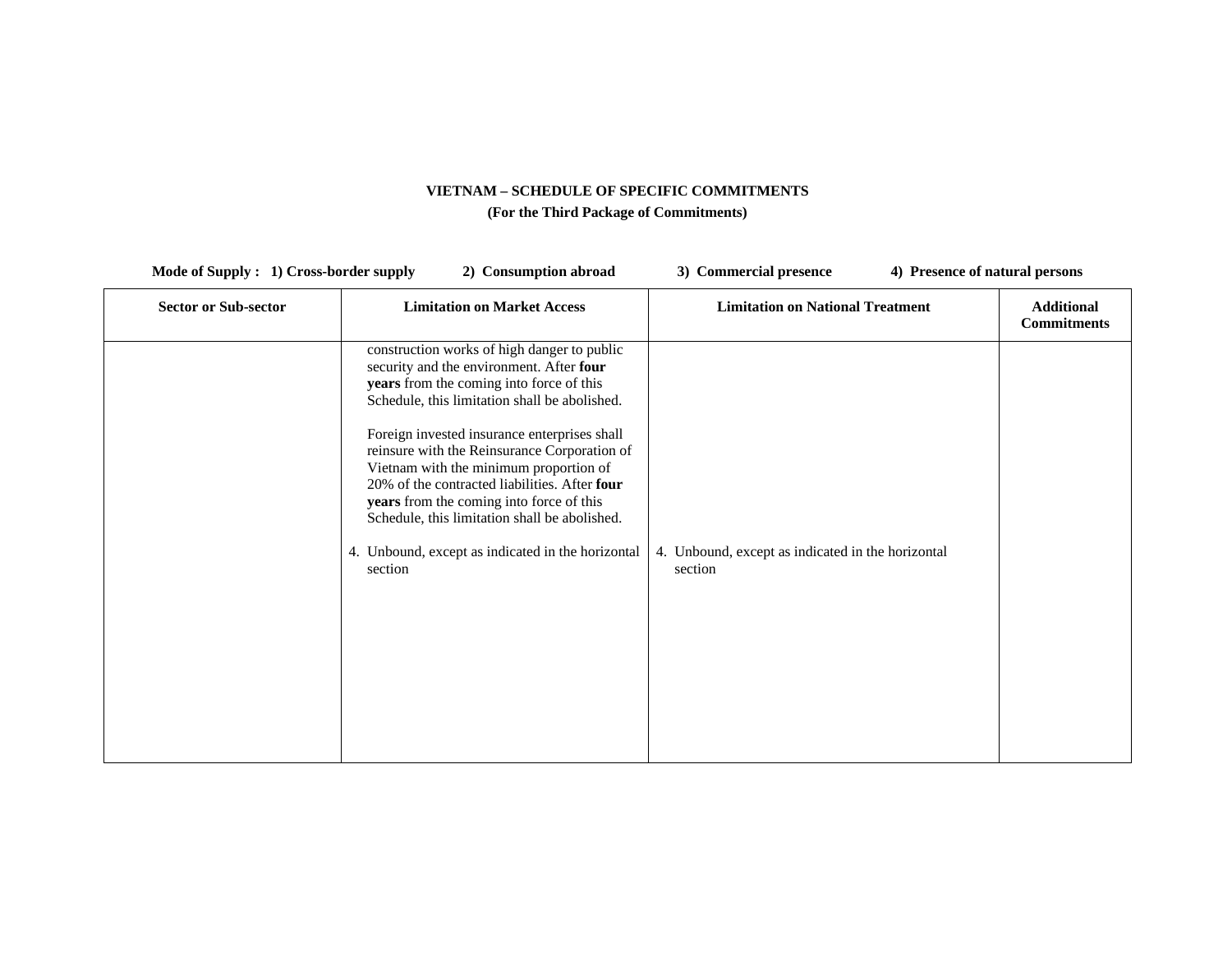**VIETNAM – SCHEDULE OF SPECIFIC COMMITMENTS**

**(For the Third Package of Commitments)**

**Mode of Supply : 1) Cross-border supply 2) Consumption abroad 3) Commercial presence 4) Presence of natural persons**

| Sector or Sub-sector | Limitation on Market Access | Limitation on National Treatment | Additional Commitments |
|---|---|---|---|
| | construction works of high danger to public security and the environment. After **four years** from the coming into force of this Schedule, this limitation shall be abolished.<br><br>Foreign invested insurance enterprises shall reinsure with the Reinsurance Corporation of Vietnam with the minimum proportion of 20% of the contracted liabilities. After **four years** from the coming into force of this Schedule, this limitation shall be abolished.<br><br>4. Unbound, except as indicated in the horizontal section | 4. Unbound, except as indicated in the horizontal section | |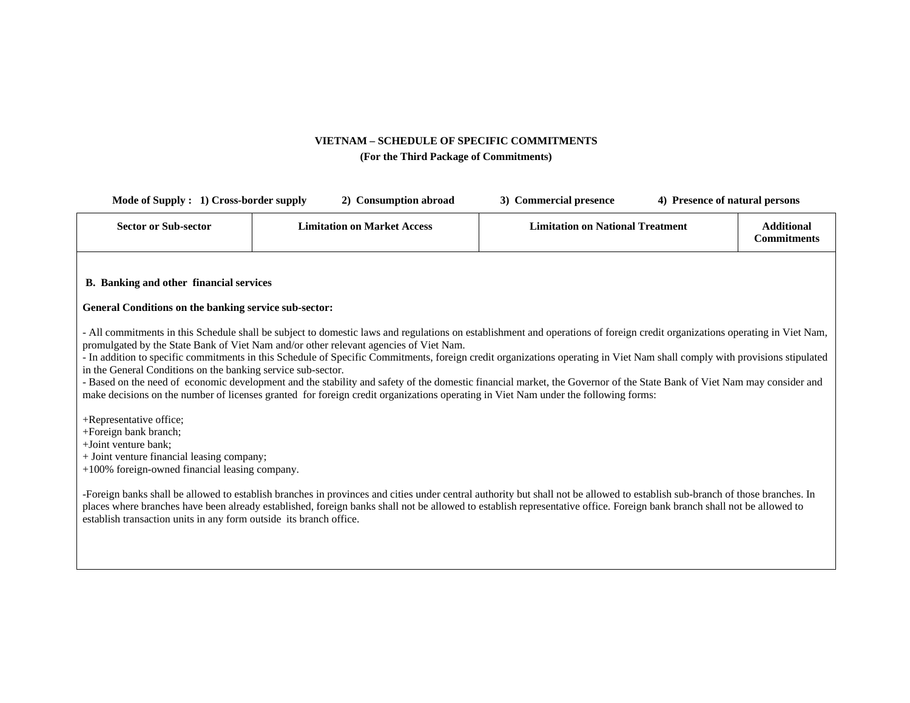**VIETNAM – SCHEDULE OF SPECIFIC COMMITMENTS**

**(For the Third Package of Commitments)**

**Mode of Supply : 1) Cross-border supply  2) Consumption abroad  3) Commercial presence  4) Presence of natural persons**

| Sector or Sub-sector | Limitation on Market Access | Limitation on National Treatment | Additional Commitments |
|---|---|---|---|
| **B. Banking and other financial services**<br><br>**General Conditions on the banking service sub-sector:**<br><br>- All commitments in this Schedule shall be subject to domestic laws and regulations on establishment and operations of foreign credit organizations operating in Viet Nam, promulgated by the State Bank of Viet Nam and/or other relevant agencies of Viet Nam.<br>- In addition to specific commitments in this Schedule of Specific Commitments, foreign credit organizations operating in Viet Nam shall comply with provisions stipulated in the General Conditions on the banking service sub-sector.<br>- Based on the need of economic development and the stability and safety of the domestic financial market, the Governor of the State Bank of Viet Nam may consider and make decisions on the number of licenses granted for foreign credit organizations operating in Viet Nam under the following forms:<br><br>+Representative office;<br>+Foreign bank branch;<br>+Joint venture bank;<br>+ Joint venture financial leasing company;<br>+100% foreign-owned financial leasing company.<br><br>-Foreign banks shall be allowed to establish branches in provinces and cities under central authority but shall not be allowed to establish sub-branch of those branches. In places where branches have been already established, foreign banks shall not be allowed to establish representative office. Foreign bank branch shall not be allowed to establish transaction units in any form outside its branch office. | | | |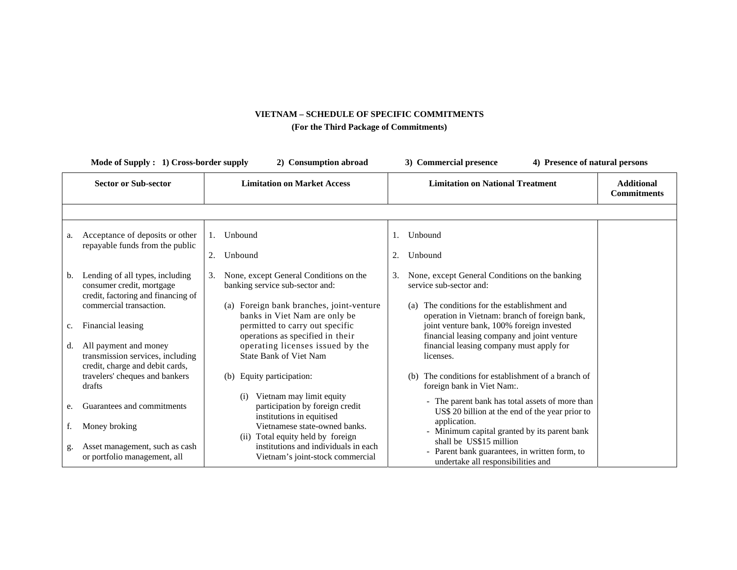**VIETNAM – SCHEDULE OF SPECIFIC COMMITMENTS**

**(For the Third Package of Commitments)**

**Mode of Supply : 1) Cross-border supply 2) Consumption abroad 3) Commercial presence 4) Presence of natural persons**

| Sector or Sub-sector | Limitation on Market Access | Limitation on National Treatment | Additional Commitments |
|---|---|---|---|
| | | | |
| a. Acceptance of deposits or other repayable funds from the public<br><br>b. Lending of all types, including consumer credit, mortgage credit, factoring and financing of commercial transaction.<br><br>c. Financial leasing<br><br>d. All payment and money transmission services, including credit, charge and debit cards, travelers' cheques and bankers drafts<br><br>e. Guarantees and commitments<br><br>f. Money broking<br><br>g. Asset management, such as cash or portfolio management, all | 1. Unbound<br><br>2. Unbound<br><br>3. None, except General Conditions on the banking service sub-sector and:<br><br>(a) Foreign bank branches, joint-venture banks in Viet Nam are only be permitted to carry out specific operations as specified in their operating licenses issued by the State Bank of Viet Nam<br><br>(b) Equity participation:<br><br>(i) Vietnam may limit equity participation by foreign credit institutions in equitised Vietnamese state-owned banks.<br>(ii) Total equity held by foreign institutions and individuals in each Vietnam's joint-stock commercial | 1. Unbound<br><br>2. Unbound<br><br>3. None, except General Conditions on the banking service sub-sector and:<br><br>(a) The conditions for the establishment and operation in Vietnam: branch of foreign bank, joint venture bank, 100% foreign invested financial leasing company and joint venture financial leasing company must apply for licenses.<br><br>(b) The conditions for establishment of a branch of foreign bank in Viet Nam:.<br><br>- The parent bank has total assets of more than US$ 20 billion at the end of the year prior to application.<br>- Minimum capital granted by its parent bank shall be US$15 million<br>- Parent bank guarantees, in written form, to undertake all responsibilities and | |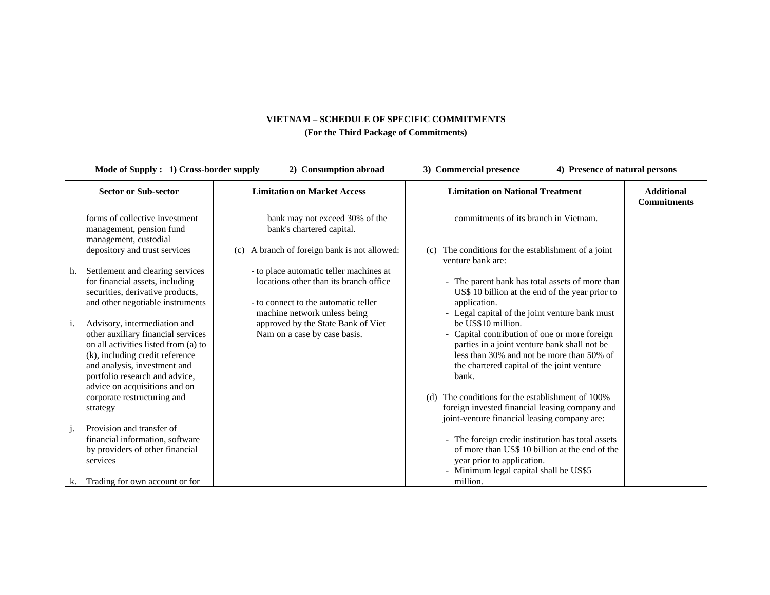**VIETNAM – SCHEDULE OF SPECIFIC COMMITMENTS**

**(For the Third Package of Commitments)**

**Mode of Supply : 1) Cross-border supply 2) Consumption abroad 3) Commercial presence 4) Presence of natural persons**

| Sector or Sub-sector | Limitation on Market Access | Limitation on National Treatment | Additional Commitments |
|---|---|---|---|
| forms of collective investment management, pension fund management, custodial depository and trust services<br><br>h. Settlement and clearing services for financial assets, including securities, derivative products, and other negotiable instruments<br><br>i. Advisory, intermediation and other auxiliary financial services on all activities listed from (a) to (k), including credit reference and analysis, investment and portfolio research and advice, advice on acquisitions and on corporate restructuring and strategy<br><br>j. Provision and transfer of financial information, software by providers of other financial services<br><br>k. Trading for own account or for | bank may not exceed 30% of the bank's chartered capital.<br><br>(c) A branch of foreign bank is not allowed:<br><br>- to place automatic teller machines at locations other than its branch office<br><br>- to connect to the automatic teller machine network unless being approved by the State Bank of Viet Nam on a case by case basis. | commitments of its branch in Vietnam.<br><br>(c) The conditions for the establishment of a joint venture bank are:<br><br>- The parent bank has total assets of more than US$ 10 billion at the end of the year prior to application.<br>- Legal capital of the joint venture bank must be US$10 million.<br>- Capital contribution of one or more foreign parties in a joint venture bank shall not be less than 30% and not be more than 50% of the chartered capital of the joint venture bank.<br><br>(d) The conditions for the establishment of 100% foreign invested financial leasing company and joint-venture financial leasing company are:<br><br>- The foreign credit institution has total assets of more than US$ 10 billion at the end of the year prior to application.<br>- Minimum legal capital shall be US$5 million. | |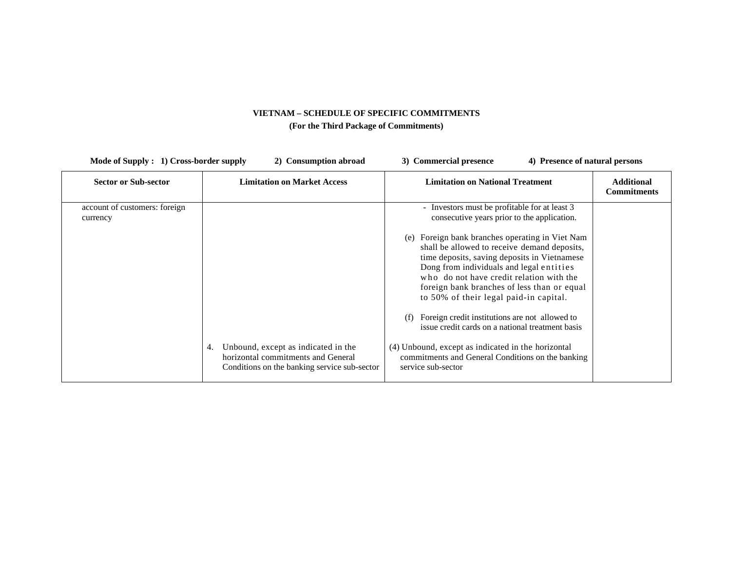**VIETNAM – SCHEDULE OF SPECIFIC COMMITMENTS**

**(For the Third Package of Commitments)**

**Mode of Supply : 1) Cross-border supply 2) Consumption abroad 3) Commercial presence 4) Presence of natural persons**

| Sector or Sub-sector | Limitation on Market Access | Limitation on National Treatment | Additional Commitments |
|---|---|---|---|
| account of customers: foreign currency | | - Investors must be profitable for at least 3 consecutive years prior to the application.<br><br>(e) Foreign bank branches operating in Viet Nam shall be allowed to receive demand deposits, time deposits, saving deposits in Vietnamese Dong from individuals and legal entities who do not have credit relation with the foreign bank branches of less than or equal to 50% of their legal paid-in capital.<br><br>(f) Foreign credit institutions are not allowed to issue credit cards on a national treatment basis | |
| | 4. Unbound, except as indicated in the horizontal commitments and General Conditions on the banking service sub-sector | (4) Unbound, except as indicated in the horizontal commitments and General Conditions on the banking service sub-sector | |